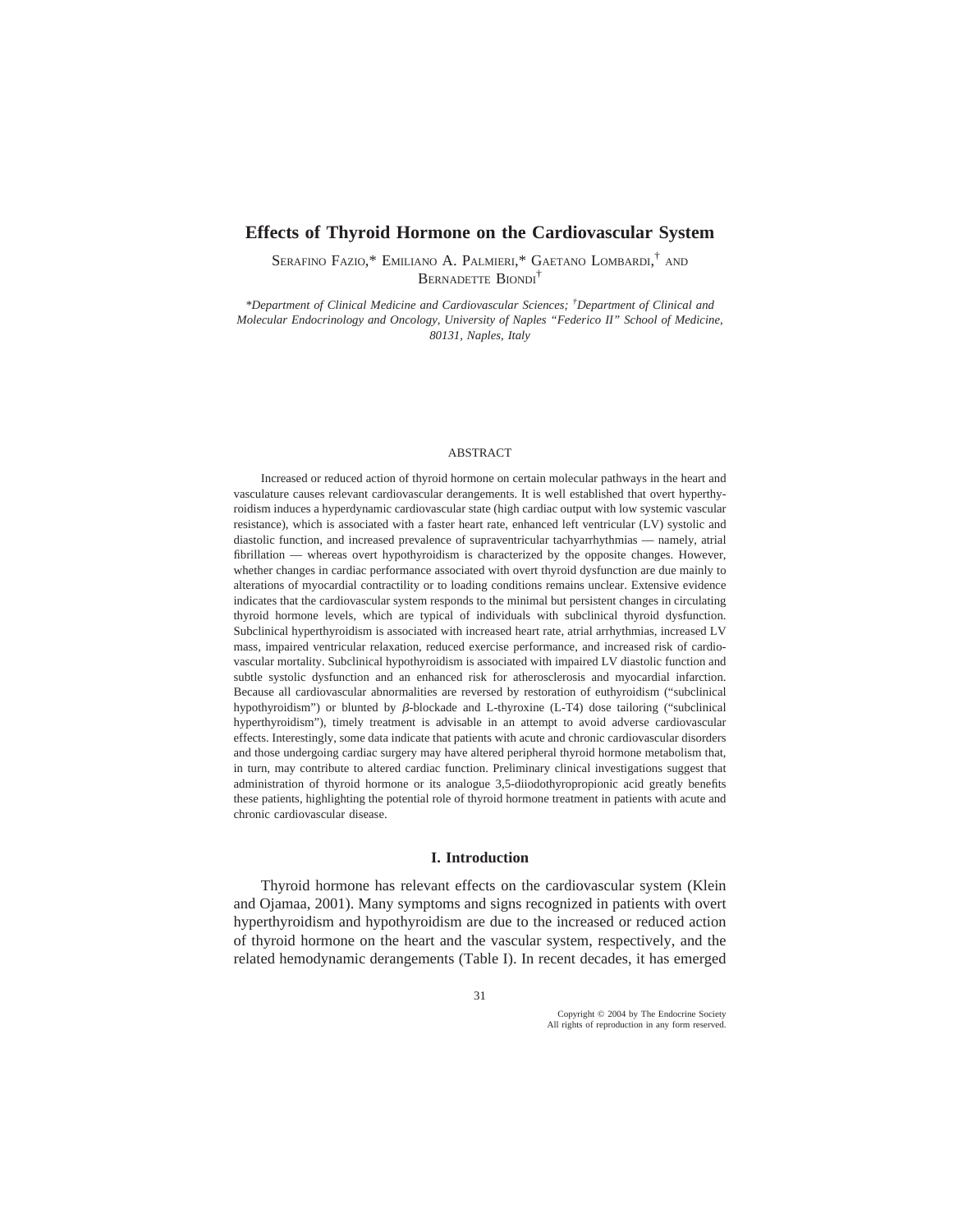# Effects of Thyroid Hormone on the Cardiovascular System

Serafino Fazio,* Emiliano A. Palmieri,* Gaetano Lombardi,† and Bernadette Biondi†

*\*Department of Clinical Medicine and Cardiovascular Sciences; †Department of Clinical and Molecular Endocrinology and Oncology, University of Naples "Federico II" School of Medicine, 80131, Naples, Italy*

## ABSTRACT

Increased or reduced action of thyroid hormone on certain molecular pathways in the heart and vasculature causes relevant cardiovascular derangements. It is well established that overt hyperthyroidism induces a hyperdynamic cardiovascular state (high cardiac output with low systemic vascular resistance), which is associated with a faster heart rate, enhanced left ventricular (LV) systolic and diastolic function, and increased prevalence of supraventricular tachyarrhythmias — namely, atrial fibrillation — whereas overt hypothyroidism is characterized by the opposite changes. However, whether changes in cardiac performance associated with overt thyroid dysfunction are due mainly to alterations of myocardial contractility or to loading conditions remains unclear. Extensive evidence indicates that the cardiovascular system responds to the minimal but persistent changes in circulating thyroid hormone levels, which are typical of individuals with subclinical thyroid dysfunction. Subclinical hyperthyroidism is associated with increased heart rate, atrial arrhythmias, increased LV mass, impaired ventricular relaxation, reduced exercise performance, and increased risk of cardiovascular mortality. Subclinical hypothyroidism is associated with impaired LV diastolic function and subtle systolic dysfunction and an enhanced risk for atherosclerosis and myocardial infarction. Because all cardiovascular abnormalities are reversed by restoration of euthyroidism ("subclinical hypothyroidism") or blunted by $\beta$-blockade and L-thyroxine (L-T4) dose tailoring ("subclinical hyperthyroidism"), timely treatment is advisable in an attempt to avoid adverse cardiovascular effects. Interestingly, some data indicate that patients with acute and chronic cardiovascular disorders and those undergoing cardiac surgery may have altered peripheral thyroid hormone metabolism that, in turn, may contribute to altered cardiac function. Preliminary clinical investigations suggest that administration of thyroid hormone or its analogue 3,5-diiodothyropropionic acid greatly benefits these patients, highlighting the potential role of thyroid hormone treatment in patients with acute and chronic cardiovascular disease.

## I. Introduction

Thyroid hormone has relevant effects on the cardiovascular system (Klein and Ojamaa, 2001). Many symptoms and signs recognized in patients with overt hyperthyroidism and hypothyroidism are due to the increased or reduced action of thyroid hormone on the heart and the vascular system, respectively, and the related hemodynamic derangements (Table I). In recent decades, it has emerged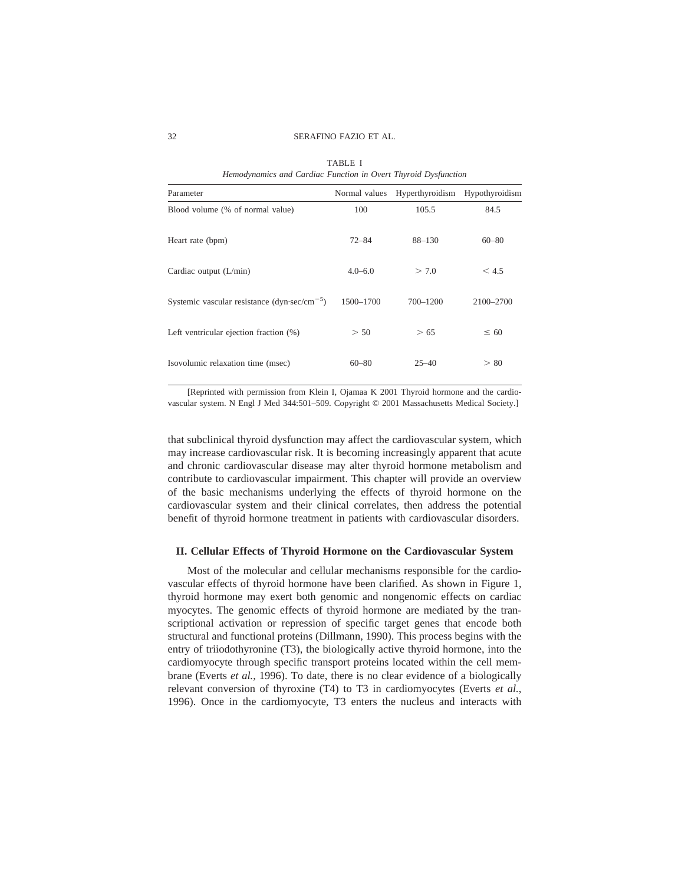TABLE I

*Hemodynamics and Cardiac Function in Overt Thyroid Dysfunction*

| Parameter | Normal values | Hyperthyroidism | Hypothyroidism |
|---|---|---|---|
| Blood volume (% of normal value) | 100 | 105.5 | 84.5 |
| Heart rate (bpm) | 72–84 | 88–130 | 60–80 |
| Cardiac output (L/min) | 4.0–6.0 | $> 7.0$ | $< 4.5$ |
| Systemic vascular resistance (dyn·sec/cm$^{-5}$) | 1500–1700 | 700–1200 | 2100–2700 |
| Left ventricular ejection fraction (%) | $> 50$ | $> 65$ | $\leq 60$ |
| Isovolumic relaxation time (msec) | 60–80 | 25–40 | $> 80$ |

[Reprinted with permission from Klein I, Ojamaa K 2001 Thyroid hormone and the cardiovascular system. N Engl J Med 344:501–509. Copyright © 2001 Massachusetts Medical Society.]

that subclinical thyroid dysfunction may affect the cardiovascular system, which may increase cardiovascular risk. It is becoming increasingly apparent that acute and chronic cardiovascular disease may alter thyroid hormone metabolism and contribute to cardiovascular impairment. This chapter will provide an overview of the basic mechanisms underlying the effects of thyroid hormone on the cardiovascular system and their clinical correlates, then address the potential benefit of thyroid hormone treatment in patients with cardiovascular disorders.

## II. Cellular Effects of Thyroid Hormone on the Cardiovascular System

Most of the molecular and cellular mechanisms responsible for the cardiovascular effects of thyroid hormone have been clarified. As shown in Figure 1, thyroid hormone may exert both genomic and nongenomic effects on cardiac myocytes. The genomic effects of thyroid hormone are mediated by the transcriptional activation or repression of specific target genes that encode both structural and functional proteins (Dillmann, 1990). This process begins with the entry of triiodothyronine (T3), the biologically active thyroid hormone, into the cardiomyocyte through specific transport proteins located within the cell membrane (Everts *et al.*, 1996). To date, there is no clear evidence of a biologically relevant conversion of thyroxine (T4) to T3 in cardiomyocytes (Everts *et al.*, 1996). Once in the cardiomyocyte, T3 enters the nucleus and interacts with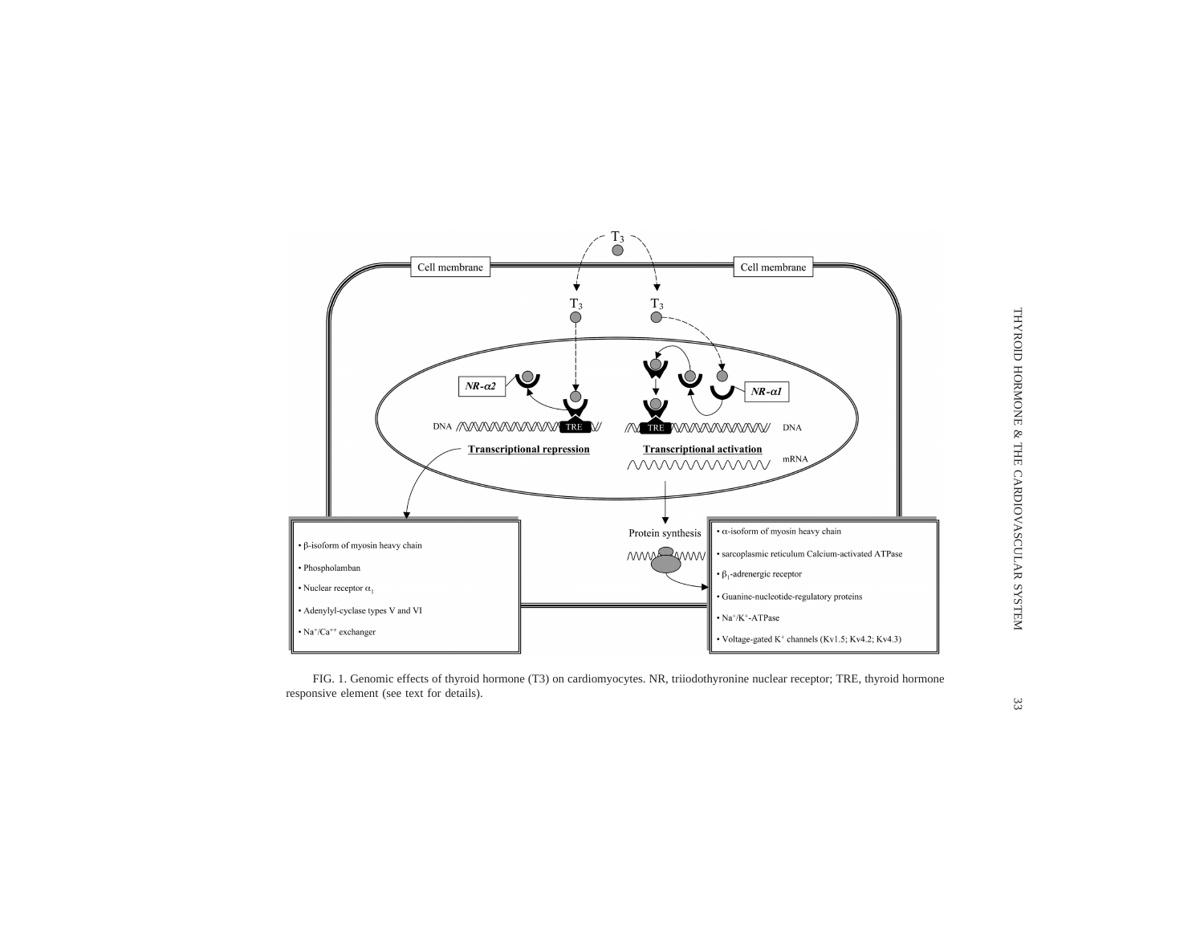FIG. 1. Genomic effects of thyroid hormone (T3) on cardiomyocytes. NR, triiodothyronine nuclear receptor; TRE, thyroid hormone responsive element (see text for details).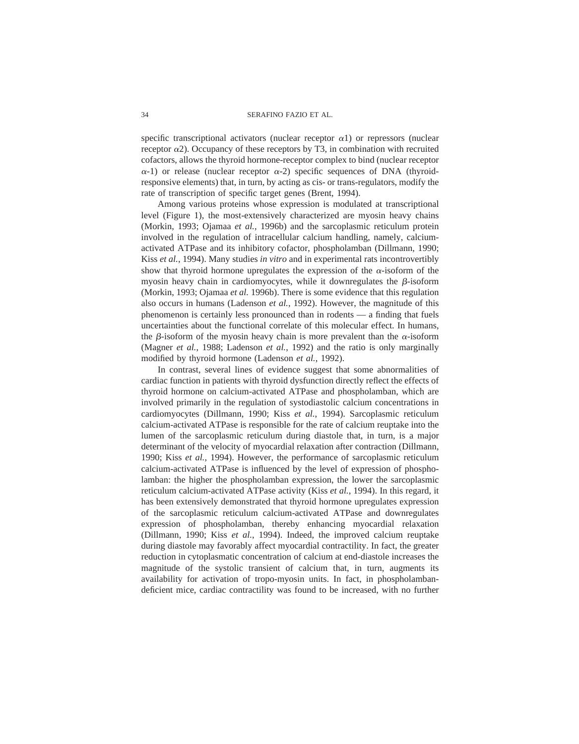specific transcriptional activators (nuclear receptor $\alpha$1) or repressors (nuclear receptor $\alpha$2). Occupancy of these receptors by T3, in combination with recruited cofactors, allows the thyroid hormone-receptor complex to bind (nuclear receptor $\alpha$-1) or release (nuclear receptor $\alpha$-2) specific sequences of DNA (thyroid-responsive elements) that, in turn, by acting as cis- or trans-regulators, modify the rate of transcription of specific target genes (Brent, 1994).

Among various proteins whose expression is modulated at transcriptional level (Figure 1), the most-extensively characterized are myosin heavy chains (Morkin, 1993; Ojamaa *et al.*, 1996b) and the sarcoplasmic reticulum protein involved in the regulation of intracellular calcium handling, namely, calcium-activated ATPase and its inhibitory cofactor, phospholamban (Dillmann, 1990; Kiss *et al.*, 1994). Many studies *in vitro* and in experimental rats incontrovertibly show that thyroid hormone upregulates the expression of the $\alpha$-isoform of the myosin heavy chain in cardiomyocytes, while it downregulates the $\beta$-isoform (Morkin, 1993; Ojamaa *et al.* 1996b). There is some evidence that this regulation also occurs in humans (Ladenson *et al.*, 1992). However, the magnitude of this phenomenon is certainly less pronounced than in rodents — a finding that fuels uncertainties about the functional correlate of this molecular effect. In humans, the $\beta$-isoform of the myosin heavy chain is more prevalent than the $\alpha$-isoform (Magner *et al.*, 1988; Ladenson *et al.*, 1992) and the ratio is only marginally modified by thyroid hormone (Ladenson *et al.*, 1992).

In contrast, several lines of evidence suggest that some abnormalities of cardiac function in patients with thyroid dysfunction directly reflect the effects of thyroid hormone on calcium-activated ATPase and phospholamban, which are involved primarily in the regulation of systodiastolic calcium concentrations in cardiomyocytes (Dillmann, 1990; Kiss *et al.,* 1994). Sarcoplasmic reticulum calcium-activated ATPase is responsible for the rate of calcium reuptake into the lumen of the sarcoplasmic reticulum during diastole that, in turn, is a major determinant of the velocity of myocardial relaxation after contraction (Dillmann, 1990; Kiss *et al.*, 1994). However, the performance of sarcoplasmic reticulum calcium-activated ATPase is influenced by the level of expression of phospholamban: the higher the phospholamban expression, the lower the sarcoplasmic reticulum calcium-activated ATPase activity (Kiss *et al.*, 1994). In this regard, it has been extensively demonstrated that thyroid hormone upregulates expression of the sarcoplasmic reticulum calcium-activated ATPase and downregulates expression of phospholamban, thereby enhancing myocardial relaxation (Dillmann, 1990; Kiss *et al.*, 1994). Indeed, the improved calcium reuptake during diastole may favorably affect myocardial contractility. In fact, the greater reduction in cytoplasmatic concentration of calcium at end-diastole increases the magnitude of the systolic transient of calcium that, in turn, augments its availability for activation of tropo-myosin units. In fact, in phospholamban-deficient mice, cardiac contractility was found to be increased, with no further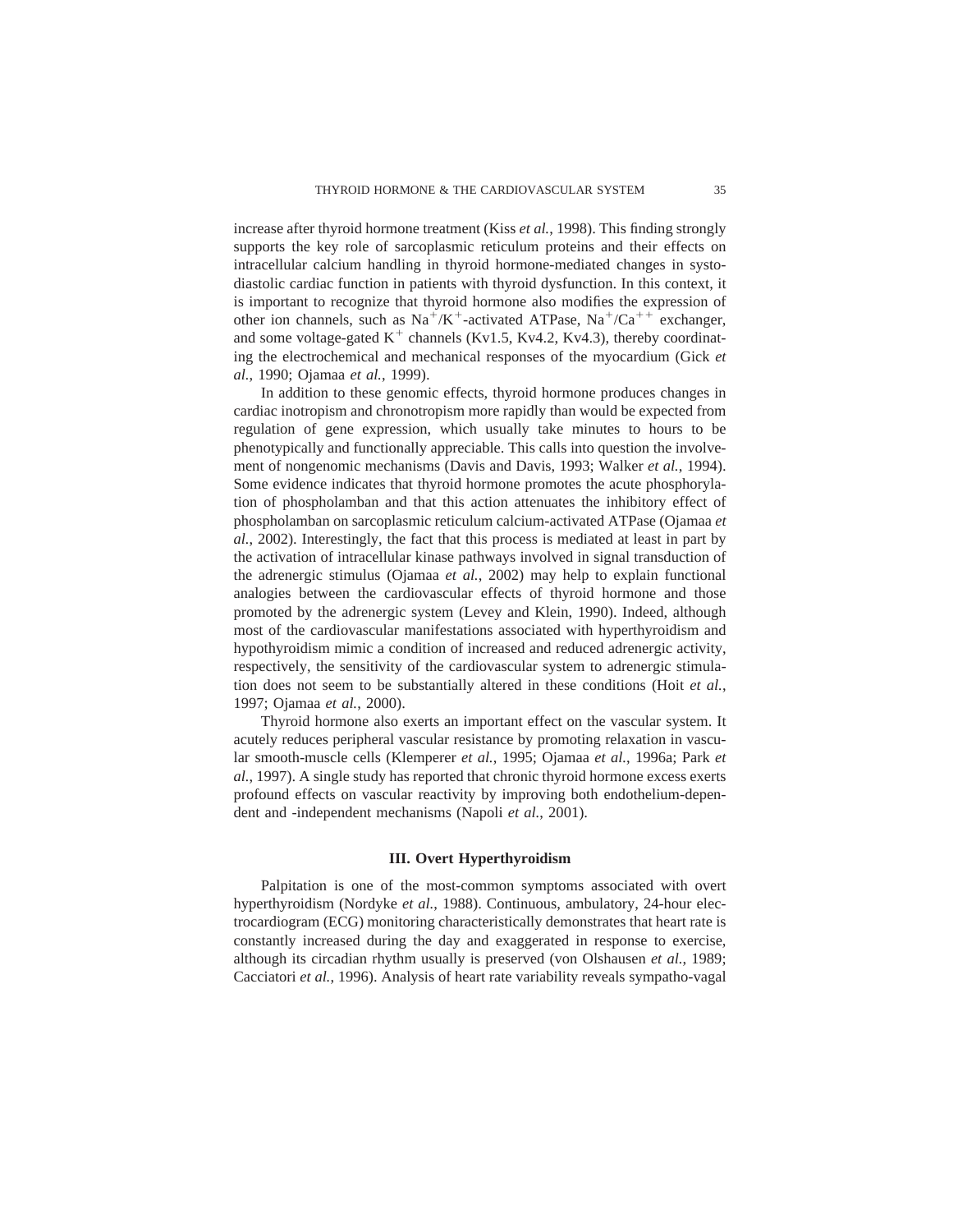increase after thyroid hormone treatment (Kiss *et al.*, 1998). This finding strongly supports the key role of sarcoplasmic reticulum proteins and their effects on intracellular calcium handling in thyroid hormone-mediated changes in systo-diastolic cardiac function in patients with thyroid dysfunction. In this context, it is important to recognize that thyroid hormone also modifies the expression of other ion channels, such as $Na^{+}/K^{+}$-activated ATPase, $Na^{+}/Ca^{++}$ exchanger, and some voltage-gated $K^{+}$ channels (Kv1.5, Kv4.2, Kv4.3), thereby coordinating the electrochemical and mechanical responses of the myocardium (Gick *et al.*, 1990; Ojamaa *et al.*, 1999).

In addition to these genomic effects, thyroid hormone produces changes in cardiac inotropism and chronotropism more rapidly than would be expected from regulation of gene expression, which usually take minutes to hours to be phenotypically and functionally appreciable. This calls into question the involvement of nongenomic mechanisms (Davis and Davis, 1993; Walker *et al.*, 1994). Some evidence indicates that thyroid hormone promotes the acute phosphorylation of phospholamban and that this action attenuates the inhibitory effect of phospholamban on sarcoplasmic reticulum calcium-activated ATPase (Ojamaa *et al.*, 2002). Interestingly, the fact that this process is mediated at least in part by the activation of intracellular kinase pathways involved in signal transduction of the adrenergic stimulus (Ojamaa *et al.*, 2002) may help to explain functional analogies between the cardiovascular effects of thyroid hormone and those promoted by the adrenergic system (Levey and Klein, 1990). Indeed, although most of the cardiovascular manifestations associated with hyperthyroidism and hypothyroidism mimic a condition of increased and reduced adrenergic activity, respectively, the sensitivity of the cardiovascular system to adrenergic stimulation does not seem to be substantially altered in these conditions (Hoit *et al.*, 1997; Ojamaa *et al.*, 2000).

Thyroid hormone also exerts an important effect on the vascular system. It acutely reduces peripheral vascular resistance by promoting relaxation in vascular smooth-muscle cells (Klemperer *et al.*, 1995; Ojamaa *et al.*, 1996a; Park *et al.*, 1997). A single study has reported that chronic thyroid hormone excess exerts profound effects on vascular reactivity by improving both endothelium-dependent and -independent mechanisms (Napoli *et al.*, 2001).

## III. Overt Hyperthyroidism

Palpitation is one of the most-common symptoms associated with overt hyperthyroidism (Nordyke *et al.*, 1988). Continuous, ambulatory, 24-hour electrocardiogram (ECG) monitoring characteristically demonstrates that heart rate is constantly increased during the day and exaggerated in response to exercise, although its circadian rhythm usually is preserved (von Olshausen *et al.*, 1989; Cacciatori *et al.*, 1996). Analysis of heart rate variability reveals sympatho-vagal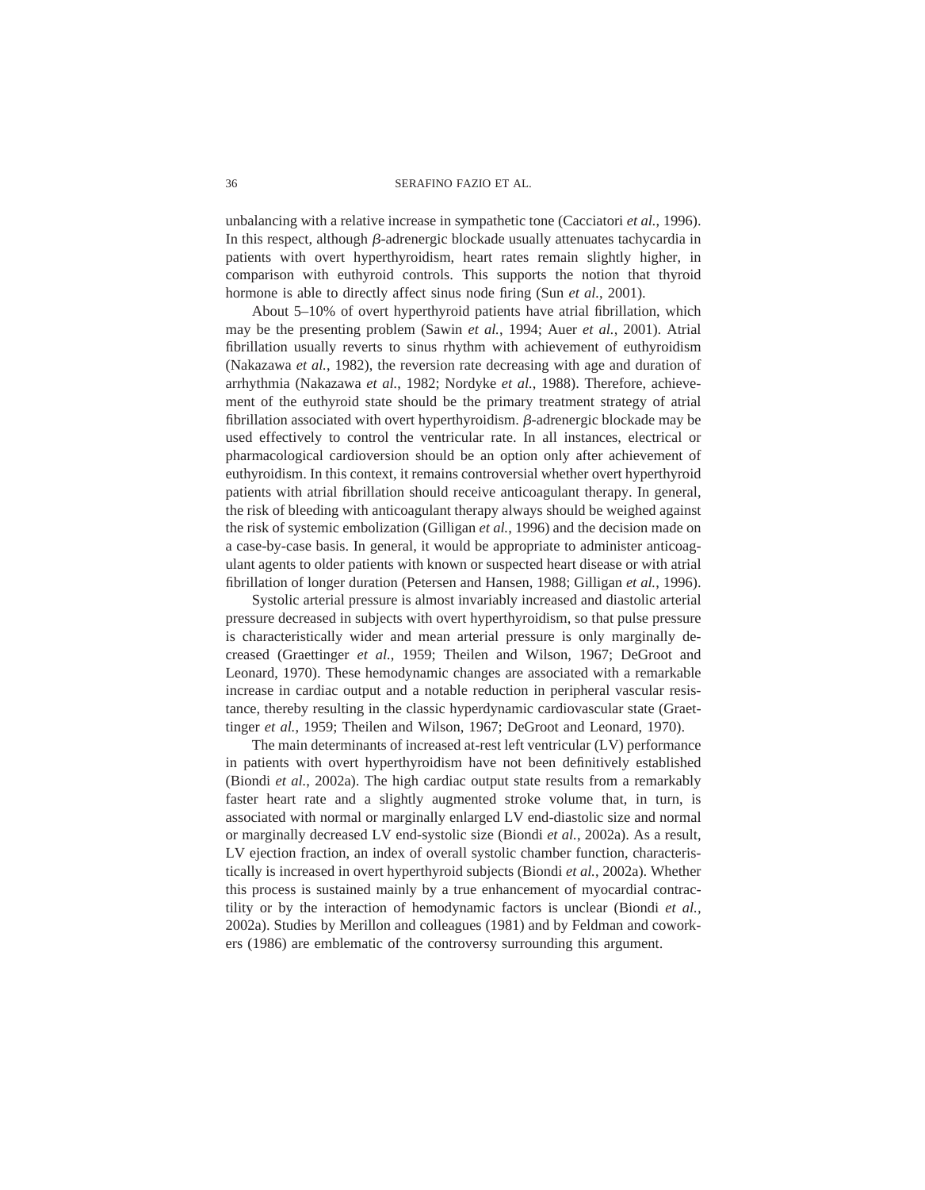unbalancing with a relative increase in sympathetic tone (Cacciatori *et al.*, 1996). In this respect, although $\beta$-adrenergic blockade usually attenuates tachycardia in patients with overt hyperthyroidism, heart rates remain slightly higher, in comparison with euthyroid controls. This supports the notion that thyroid hormone is able to directly affect sinus node firing (Sun *et al.*, 2001).

About 5–10% of overt hyperthyroid patients have atrial fibrillation, which may be the presenting problem (Sawin *et al.*, 1994; Auer *et al.*, 2001). Atrial fibrillation usually reverts to sinus rhythm with achievement of euthyroidism (Nakazawa *et al.*, 1982), the reversion rate decreasing with age and duration of arrhythmia (Nakazawa *et al.*, 1982; Nordyke *et al.*, 1988). Therefore, achievement of the euthyroid state should be the primary treatment strategy of atrial fibrillation associated with overt hyperthyroidism. $\beta$-adrenergic blockade may be used effectively to control the ventricular rate. In all instances, electrical or pharmacological cardioversion should be an option only after achievement of euthyroidism. In this context, it remains controversial whether overt hyperthyroid patients with atrial fibrillation should receive anticoagulant therapy. In general, the risk of bleeding with anticoagulant therapy always should be weighed against the risk of systemic embolization (Gilligan *et al.*, 1996) and the decision made on a case-by-case basis. In general, it would be appropriate to administer anticoagulant agents to older patients with known or suspected heart disease or with atrial fibrillation of longer duration (Petersen and Hansen, 1988; Gilligan *et al.*, 1996).

Systolic arterial pressure is almost invariably increased and diastolic arterial pressure decreased in subjects with overt hyperthyroidism, so that pulse pressure is characteristically wider and mean arterial pressure is only marginally decreased (Graettinger *et al.*, 1959; Theilen and Wilson, 1967; DeGroot and Leonard, 1970). These hemodynamic changes are associated with a remarkable increase in cardiac output and a notable reduction in peripheral vascular resistance, thereby resulting in the classic hyperdynamic cardiovascular state (Graettinger *et al.*, 1959; Theilen and Wilson, 1967; DeGroot and Leonard, 1970).

The main determinants of increased at-rest left ventricular (LV) performance in patients with overt hyperthyroidism have not been definitively established (Biondi *et al.*, 2002a). The high cardiac output state results from a remarkably faster heart rate and a slightly augmented stroke volume that, in turn, is associated with normal or marginally enlarged LV end-diastolic size and normal or marginally decreased LV end-systolic size (Biondi *et al.*, 2002a). As a result, LV ejection fraction, an index of overall systolic chamber function, characteristically is increased in overt hyperthyroid subjects (Biondi *et al.*, 2002a). Whether this process is sustained mainly by a true enhancement of myocardial contractility or by the interaction of hemodynamic factors is unclear (Biondi *et al.*, 2002a). Studies by Merillon and colleagues (1981) and by Feldman and coworkers (1986) are emblematic of the controversy surrounding this argument.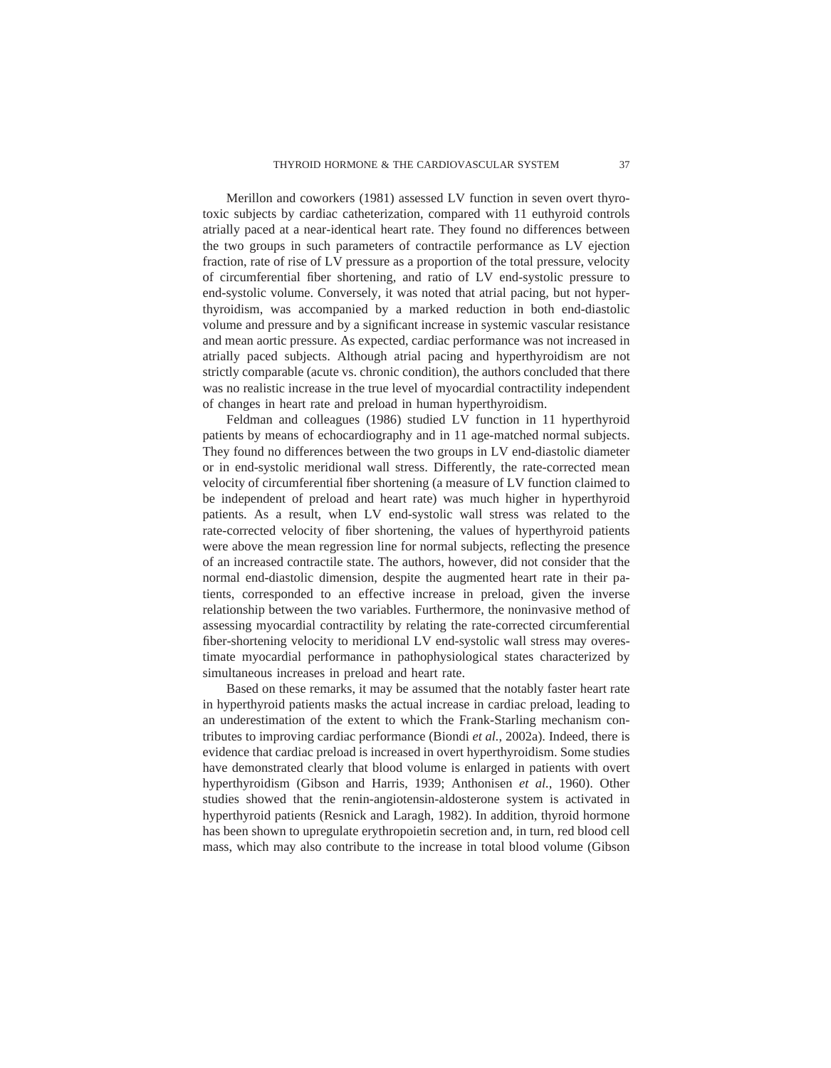Merillon and coworkers (1981) assessed LV function in seven overt thyrotoxic subjects by cardiac catheterization, compared with 11 euthyroid controls atrially paced at a near-identical heart rate. They found no differences between the two groups in such parameters of contractile performance as LV ejection fraction, rate of rise of LV pressure as a proportion of the total pressure, velocity of circumferential fiber shortening, and ratio of LV end-systolic pressure to end-systolic volume. Conversely, it was noted that atrial pacing, but not hyperthyroidism, was accompanied by a marked reduction in both end-diastolic volume and pressure and by a significant increase in systemic vascular resistance and mean aortic pressure. As expected, cardiac performance was not increased in atrially paced subjects. Although atrial pacing and hyperthyroidism are not strictly comparable (acute vs. chronic condition), the authors concluded that there was no realistic increase in the true level of myocardial contractility independent of changes in heart rate and preload in human hyperthyroidism.

Feldman and colleagues (1986) studied LV function in 11 hyperthyroid patients by means of echocardiography and in 11 age-matched normal subjects. They found no differences between the two groups in LV end-diastolic diameter or in end-systolic meridional wall stress. Differently, the rate-corrected mean velocity of circumferential fiber shortening (a measure of LV function claimed to be independent of preload and heart rate) was much higher in hyperthyroid patients. As a result, when LV end-systolic wall stress was related to the rate-corrected velocity of fiber shortening, the values of hyperthyroid patients were above the mean regression line for normal subjects, reflecting the presence of an increased contractile state. The authors, however, did not consider that the normal end-diastolic dimension, despite the augmented heart rate in their patients, corresponded to an effective increase in preload, given the inverse relationship between the two variables. Furthermore, the noninvasive method of assessing myocardial contractility by relating the rate-corrected circumferential fiber-shortening velocity to meridional LV end-systolic wall stress may overestimate myocardial performance in pathophysiological states characterized by simultaneous increases in preload and heart rate.

Based on these remarks, it may be assumed that the notably faster heart rate in hyperthyroid patients masks the actual increase in cardiac preload, leading to an underestimation of the extent to which the Frank-Starling mechanism contributes to improving cardiac performance (Biondi *et al.*, 2002a). Indeed, there is evidence that cardiac preload is increased in overt hyperthyroidism. Some studies have demonstrated clearly that blood volume is enlarged in patients with overt hyperthyroidism (Gibson and Harris, 1939; Anthonisen *et al.*, 1960). Other studies showed that the renin-angiotensin-aldosterone system is activated in hyperthyroid patients (Resnick and Laragh, 1982). In addition, thyroid hormone has been shown to upregulate erythropoietin secretion and, in turn, red blood cell mass, which may also contribute to the increase in total blood volume (Gibson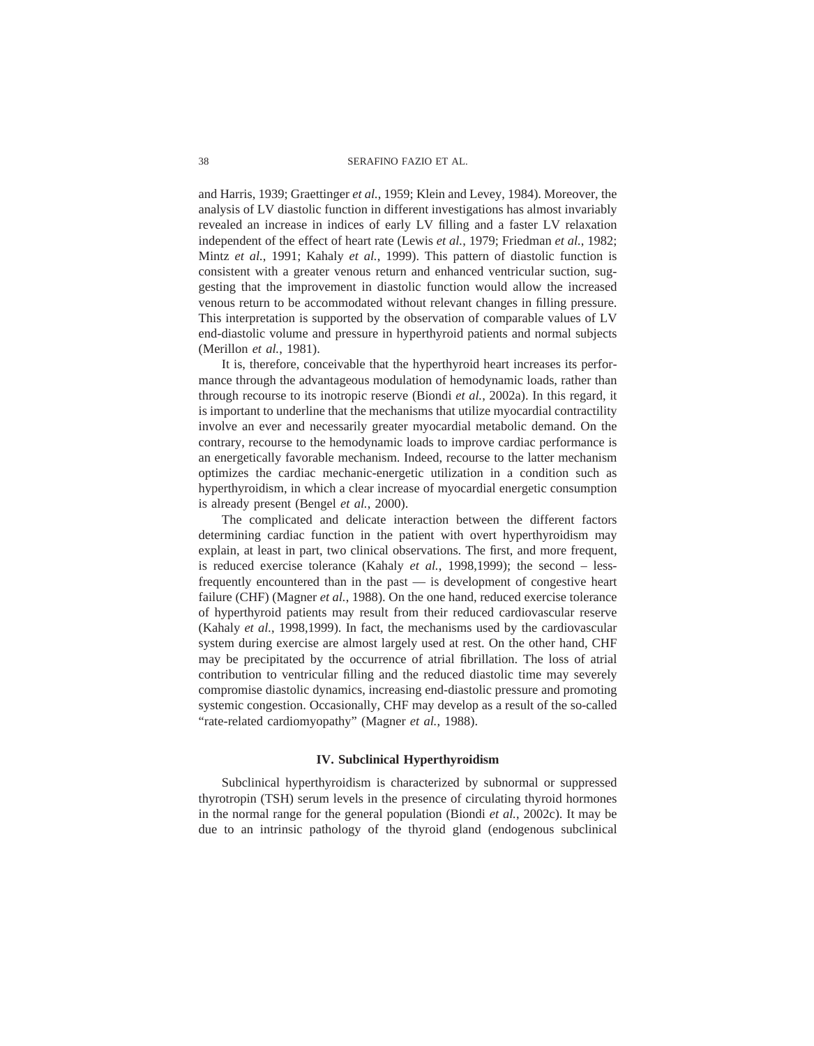and Harris, 1939; Graettinger *et al.*, 1959; Klein and Levey, 1984). Moreover, the analysis of LV diastolic function in different investigations has almost invariably revealed an increase in indices of early LV filling and a faster LV relaxation independent of the effect of heart rate (Lewis *et al.*, 1979; Friedman *et al.*, 1982; Mintz *et al.*, 1991; Kahaly *et al.*, 1999). This pattern of diastolic function is consistent with a greater venous return and enhanced ventricular suction, suggesting that the improvement in diastolic function would allow the increased venous return to be accommodated without relevant changes in filling pressure. This interpretation is supported by the observation of comparable values of LV end-diastolic volume and pressure in hyperthyroid patients and normal subjects (Merillon *et al.*, 1981).

It is, therefore, conceivable that the hyperthyroid heart increases its performance through the advantageous modulation of hemodynamic loads, rather than through recourse to its inotropic reserve (Biondi *et al.*, 2002a). In this regard, it is important to underline that the mechanisms that utilize myocardial contractility involve an ever and necessarily greater myocardial metabolic demand. On the contrary, recourse to the hemodynamic loads to improve cardiac performance is an energetically favorable mechanism. Indeed, recourse to the latter mechanism optimizes the cardiac mechanic-energetic utilization in a condition such as hyperthyroidism, in which a clear increase of myocardial energetic consumption is already present (Bengel *et al.*, 2000).

The complicated and delicate interaction between the different factors determining cardiac function in the patient with overt hyperthyroidism may explain, at least in part, two clinical observations. The first, and more frequent, is reduced exercise tolerance (Kahaly *et al.*, 1998,1999); the second – less-frequently encountered than in the past — is development of congestive heart failure (CHF) (Magner *et al.*, 1988). On the one hand, reduced exercise tolerance of hyperthyroid patients may result from their reduced cardiovascular reserve (Kahaly *et al.*, 1998,1999). In fact, the mechanisms used by the cardiovascular system during exercise are almost largely used at rest. On the other hand, CHF may be precipitated by the occurrence of atrial fibrillation. The loss of atrial contribution to ventricular filling and the reduced diastolic time may severely compromise diastolic dynamics, increasing end-diastolic pressure and promoting systemic congestion. Occasionally, CHF may develop as a result of the so-called "rate-related cardiomyopathy" (Magner *et al.*, 1988).

## IV. Subclinical Hyperthyroidism

Subclinical hyperthyroidism is characterized by subnormal or suppressed thyrotropin (TSH) serum levels in the presence of circulating thyroid hormones in the normal range for the general population (Biondi *et al.*, 2002c). It may be due to an intrinsic pathology of the thyroid gland (endogenous subclinical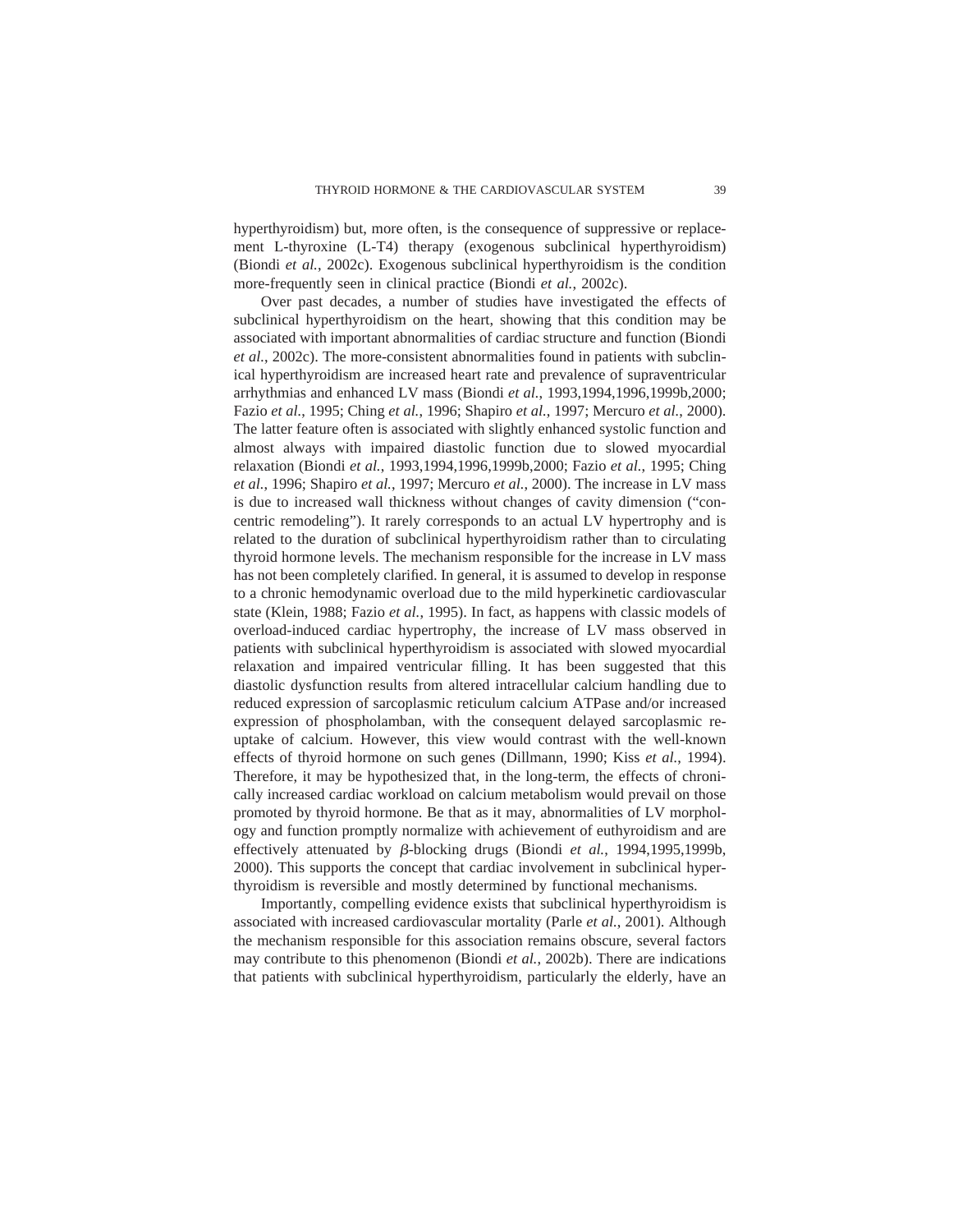hyperthyroidism) but, more often, is the consequence of suppressive or replacement L-thyroxine (L-T4) therapy (exogenous subclinical hyperthyroidism) (Biondi *et al.*, 2002c). Exogenous subclinical hyperthyroidism is the condition more-frequently seen in clinical practice (Biondi *et al.*, 2002c).

Over past decades, a number of studies have investigated the effects of subclinical hyperthyroidism on the heart, showing that this condition may be associated with important abnormalities of cardiac structure and function (Biondi *et al.*, 2002c). The more-consistent abnormalities found in patients with subclinical hyperthyroidism are increased heart rate and prevalence of supraventricular arrhythmias and enhanced LV mass (Biondi *et al.*, 1993,1994,1996,1999b,2000; Fazio *et al.*, 1995; Ching *et al.*, 1996; Shapiro *et al.*, 1997; Mercuro *et al.*, 2000). The latter feature often is associated with slightly enhanced systolic function and almost always with impaired diastolic function due to slowed myocardial relaxation (Biondi *et al.*, 1993,1994,1996,1999b,2000; Fazio *et al.*, 1995; Ching *et al.*, 1996; Shapiro *et al.*, 1997; Mercuro *et al.*, 2000). The increase in LV mass is due to increased wall thickness without changes of cavity dimension ("concentric remodeling"). It rarely corresponds to an actual LV hypertrophy and is related to the duration of subclinical hyperthyroidism rather than to circulating thyroid hormone levels. The mechanism responsible for the increase in LV mass has not been completely clarified. In general, it is assumed to develop in response to a chronic hemodynamic overload due to the mild hyperkinetic cardiovascular state (Klein, 1988; Fazio *et al.*, 1995). In fact, as happens with classic models of overload-induced cardiac hypertrophy, the increase of LV mass observed in patients with subclinical hyperthyroidism is associated with slowed myocardial relaxation and impaired ventricular filling. It has been suggested that this diastolic dysfunction results from altered intracellular calcium handling due to reduced expression of sarcoplasmic reticulum calcium ATPase and/or increased expression of phospholamban, with the consequent delayed sarcoplasmic reuptake of calcium. However, this view would contrast with the well-known effects of thyroid hormone on such genes (Dillmann, 1990; Kiss *et al.*, 1994). Therefore, it may be hypothesized that, in the long-term, the effects of chronically increased cardiac workload on calcium metabolism would prevail on those promoted by thyroid hormone. Be that as it may, abnormalities of LV morphology and function promptly normalize with achievement of euthyroidism and are effectively attenuated by $\beta$-blocking drugs (Biondi *et al.*, 1994,1995,1999b, 2000). This supports the concept that cardiac involvement in subclinical hyperthyroidism is reversible and mostly determined by functional mechanisms.

Importantly, compelling evidence exists that subclinical hyperthyroidism is associated with increased cardiovascular mortality (Parle *et al.*, 2001). Although the mechanism responsible for this association remains obscure, several factors may contribute to this phenomenon (Biondi *et al.*, 2002b). There are indications that patients with subclinical hyperthyroidism, particularly the elderly, have an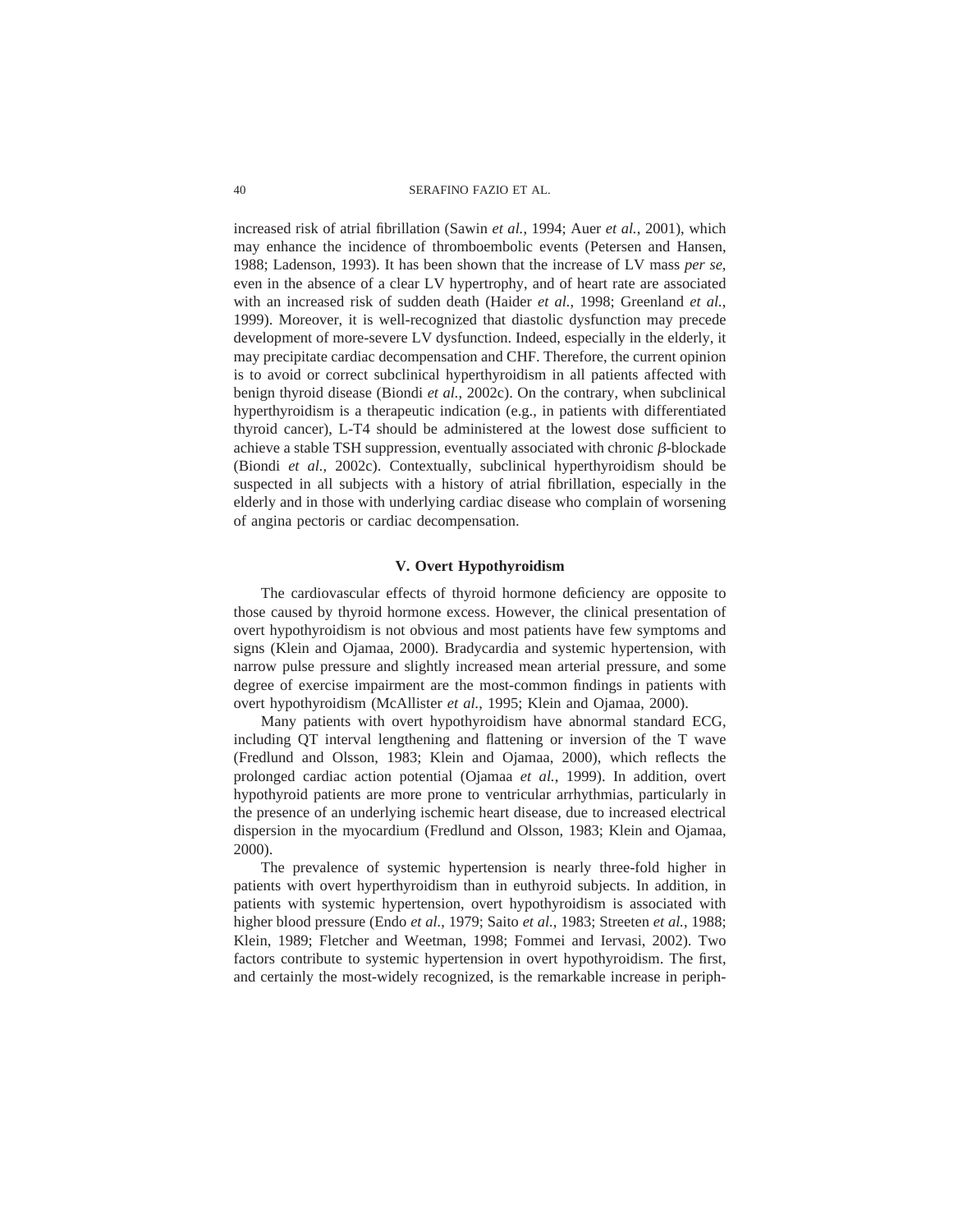increased risk of atrial fibrillation (Sawin *et al.*, 1994; Auer *et al.*, 2001), which may enhance the incidence of thromboembolic events (Petersen and Hansen, 1988; Ladenson, 1993). It has been shown that the increase of LV mass *per se,* even in the absence of a clear LV hypertrophy, and of heart rate are associated with an increased risk of sudden death (Haider *et al.*, 1998; Greenland *et al.*, 1999). Moreover, it is well-recognized that diastolic dysfunction may precede development of more-severe LV dysfunction. Indeed, especially in the elderly, it may precipitate cardiac decompensation and CHF. Therefore, the current opinion is to avoid or correct subclinical hyperthyroidism in all patients affected with benign thyroid disease (Biondi *et al.*, 2002c). On the contrary, when subclinical hyperthyroidism is a therapeutic indication (e.g., in patients with differentiated thyroid cancer), L-T4 should be administered at the lowest dose sufficient to achieve a stable TSH suppression, eventually associated with chronic $\beta$-blockade (Biondi *et al.*, 2002c). Contextually, subclinical hyperthyroidism should be suspected in all subjects with a history of atrial fibrillation, especially in the elderly and in those with underlying cardiac disease who complain of worsening of angina pectoris or cardiac decompensation.

## V. Overt Hypothyroidism

The cardiovascular effects of thyroid hormone deficiency are opposite to those caused by thyroid hormone excess. However, the clinical presentation of overt hypothyroidism is not obvious and most patients have few symptoms and signs (Klein and Ojamaa, 2000). Bradycardia and systemic hypertension, with narrow pulse pressure and slightly increased mean arterial pressure, and some degree of exercise impairment are the most-common findings in patients with overt hypothyroidism (McAllister *et al.*, 1995; Klein and Ojamaa, 2000).

Many patients with overt hypothyroidism have abnormal standard ECG, including QT interval lengthening and flattening or inversion of the T wave (Fredlund and Olsson, 1983; Klein and Ojamaa, 2000), which reflects the prolonged cardiac action potential (Ojamaa *et al.*, 1999). In addition, overt hypothyroid patients are more prone to ventricular arrhythmias, particularly in the presence of an underlying ischemic heart disease, due to increased electrical dispersion in the myocardium (Fredlund and Olsson, 1983; Klein and Ojamaa, 2000).

The prevalence of systemic hypertension is nearly three-fold higher in patients with overt hyperthyroidism than in euthyroid subjects. In addition, in patients with systemic hypertension, overt hypothyroidism is associated with higher blood pressure (Endo *et al.*, 1979; Saito *et al.*, 1983; Streeten *et al.*, 1988; Klein, 1989; Fletcher and Weetman, 1998; Fommei and Iervasi, 2002). Two factors contribute to systemic hypertension in overt hypothyroidism. The first, and certainly the most-widely recognized, is the remarkable increase in periph-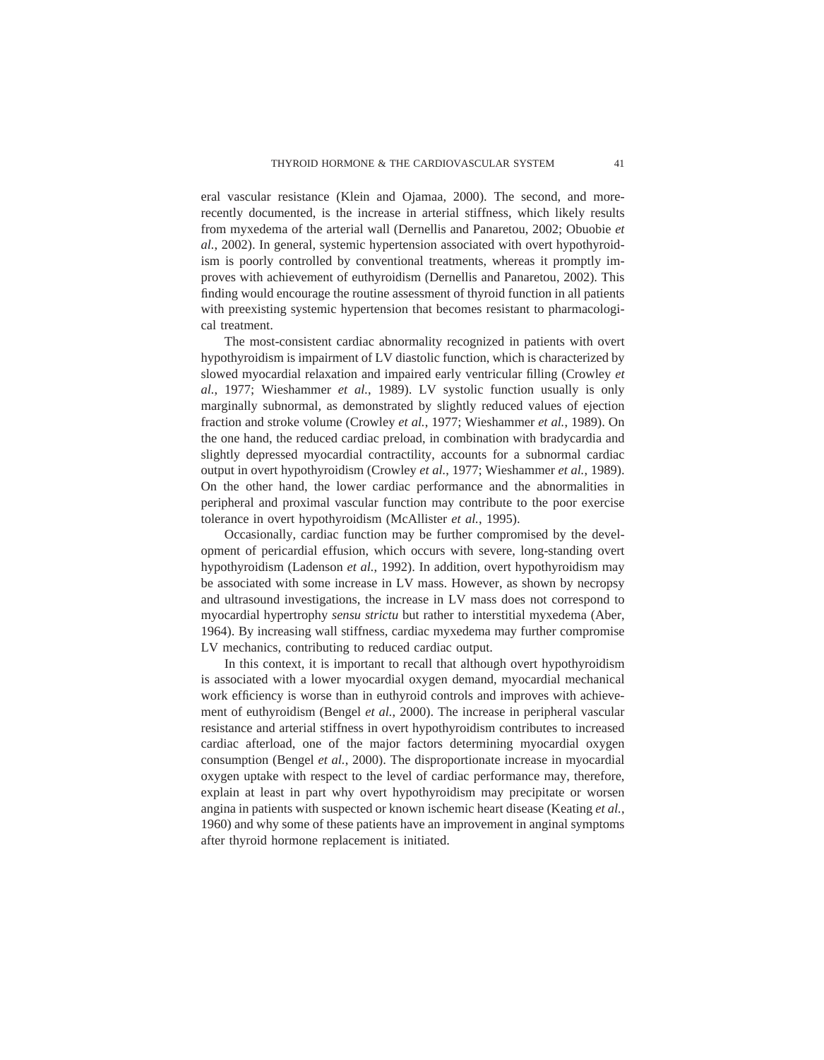eral vascular resistance (Klein and Ojamaa, 2000). The second, and more-recently documented, is the increase in arterial stiffness, which likely results from myxedema of the arterial wall (Dernellis and Panaretou, 2002; Obuobie *et al.*, 2002). In general, systemic hypertension associated with overt hypothyroidism is poorly controlled by conventional treatments, whereas it promptly improves with achievement of euthyroidism (Dernellis and Panaretou, 2002). This finding would encourage the routine assessment of thyroid function in all patients with preexisting systemic hypertension that becomes resistant to pharmacological treatment.

The most-consistent cardiac abnormality recognized in patients with overt hypothyroidism is impairment of LV diastolic function, which is characterized by slowed myocardial relaxation and impaired early ventricular filling (Crowley *et al.*, 1977; Wieshammer *et al.*, 1989). LV systolic function usually is only marginally subnormal, as demonstrated by slightly reduced values of ejection fraction and stroke volume (Crowley *et al.*, 1977; Wieshammer *et al.*, 1989). On the one hand, the reduced cardiac preload, in combination with bradycardia and slightly depressed myocardial contractility, accounts for a subnormal cardiac output in overt hypothyroidism (Crowley *et al.*, 1977; Wieshammer *et al.*, 1989). On the other hand, the lower cardiac performance and the abnormalities in peripheral and proximal vascular function may contribute to the poor exercise tolerance in overt hypothyroidism (McAllister *et al.*, 1995).

Occasionally, cardiac function may be further compromised by the development of pericardial effusion, which occurs with severe, long-standing overt hypothyroidism (Ladenson *et al.*, 1992). In addition, overt hypothyroidism may be associated with some increase in LV mass. However, as shown by necropsy and ultrasound investigations, the increase in LV mass does not correspond to myocardial hypertrophy *sensu strictu* but rather to interstitial myxedema (Aber, 1964). By increasing wall stiffness, cardiac myxedema may further compromise LV mechanics, contributing to reduced cardiac output.

In this context, it is important to recall that although overt hypothyroidism is associated with a lower myocardial oxygen demand, myocardial mechanical work efficiency is worse than in euthyroid controls and improves with achievement of euthyroidism (Bengel *et al.*, 2000). The increase in peripheral vascular resistance and arterial stiffness in overt hypothyroidism contributes to increased cardiac afterload, one of the major factors determining myocardial oxygen consumption (Bengel *et al.*, 2000). The disproportionate increase in myocardial oxygen uptake with respect to the level of cardiac performance may, therefore, explain at least in part why overt hypothyroidism may precipitate or worsen angina in patients with suspected or known ischemic heart disease (Keating *et al.*, 1960) and why some of these patients have an improvement in anginal symptoms after thyroid hormone replacement is initiated.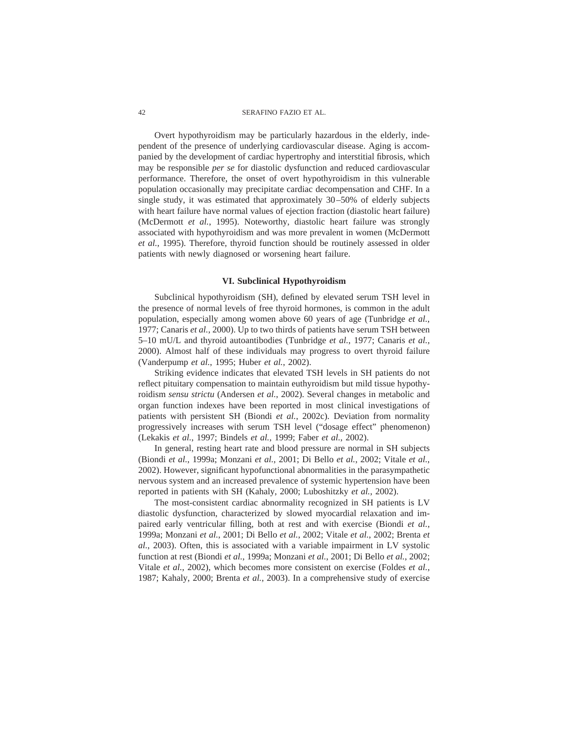Overt hypothyroidism may be particularly hazardous in the elderly, independent of the presence of underlying cardiovascular disease. Aging is accompanied by the development of cardiac hypertrophy and interstitial fibrosis, which may be responsible *per se* for diastolic dysfunction and reduced cardiovascular performance. Therefore, the onset of overt hypothyroidism in this vulnerable population occasionally may precipitate cardiac decompensation and CHF. In a single study, it was estimated that approximately 30–50% of elderly subjects with heart failure have normal values of ejection fraction (diastolic heart failure) (McDermott *et al.*, 1995). Noteworthy, diastolic heart failure was strongly associated with hypothyroidism and was more prevalent in women (McDermott *et al.*, 1995). Therefore, thyroid function should be routinely assessed in older patients with newly diagnosed or worsening heart failure.

## VI. Subclinical Hypothyroidism

Subclinical hypothyroidism (SH), defined by elevated serum TSH level in the presence of normal levels of free thyroid hormones, is common in the adult population, especially among women above 60 years of age (Tunbridge *et al.*, 1977; Canaris *et al.*, 2000). Up to two thirds of patients have serum TSH between 5–10 mU/L and thyroid autoantibodies (Tunbridge *et al.*, 1977; Canaris *et al.*, 2000). Almost half of these individuals may progress to overt thyroid failure (Vanderpump *et al.*, 1995; Huber *et al.*, 2002).

Striking evidence indicates that elevated TSH levels in SH patients do not reflect pituitary compensation to maintain euthyroidism but mild tissue hypothyroidism *sensu strictu* (Andersen *et al.*, 2002). Several changes in metabolic and organ function indexes have been reported in most clinical investigations of patients with persistent SH (Biondi *et al.*, 2002c). Deviation from normality progressively increases with serum TSH level ("dosage effect" phenomenon) (Lekakis *et al.*, 1997; Bindels *et al.*, 1999; Faber *et al.*, 2002).

In general, resting heart rate and blood pressure are normal in SH subjects (Biondi *et al.*, 1999a; Monzani *et al.*, 2001; Di Bello *et al.*, 2002; Vitale *et al.*, 2002). However, significant hypofunctional abnormalities in the parasympathetic nervous system and an increased prevalence of systemic hypertension have been reported in patients with SH (Kahaly, 2000; Luboshitzky *et al.*, 2002).

The most-consistent cardiac abnormality recognized in SH patients is LV diastolic dysfunction, characterized by slowed myocardial relaxation and impaired early ventricular filling, both at rest and with exercise (Biondi *et al.*, 1999a; Monzani *et al.*, 2001; Di Bello *et al.*, 2002; Vitale *et al.*, 2002; Brenta *et al.*, 2003). Often, this is associated with a variable impairment in LV systolic function at rest (Biondi *et al.*, 1999a; Monzani *et al.*, 2001; Di Bello *et al.*, 2002; Vitale *et al.*, 2002), which becomes more consistent on exercise (Foldes *et al.*, 1987; Kahaly, 2000; Brenta *et al.*, 2003). In a comprehensive study of exercise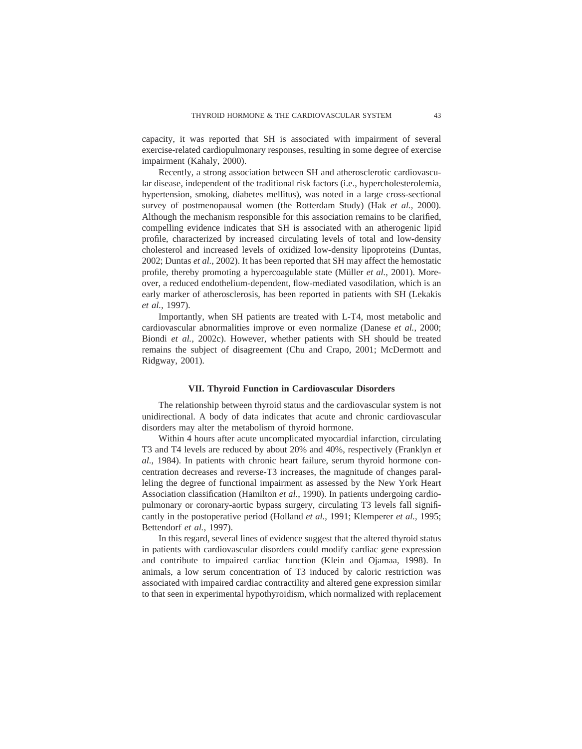capacity, it was reported that SH is associated with impairment of several exercise-related cardiopulmonary responses, resulting in some degree of exercise impairment (Kahaly, 2000).

Recently, a strong association between SH and atherosclerotic cardiovascular disease, independent of the traditional risk factors (i.e., hypercholesterolemia, hypertension, smoking, diabetes mellitus), was noted in a large cross-sectional survey of postmenopausal women (the Rotterdam Study) (Hak *et al.*, 2000). Although the mechanism responsible for this association remains to be clarified, compelling evidence indicates that SH is associated with an atherogenic lipid profile, characterized by increased circulating levels of total and low-density cholesterol and increased levels of oxidized low-density lipoproteins (Duntas, 2002; Duntas *et al.*, 2002). It has been reported that SH may affect the hemostatic profile, thereby promoting a hypercoagulable state (Müller *et al.*, 2001). Moreover, a reduced endothelium-dependent, flow-mediated vasodilation, which is an early marker of atherosclerosis, has been reported in patients with SH (Lekakis *et al.*, 1997).

Importantly, when SH patients are treated with L-T4, most metabolic and cardiovascular abnormalities improve or even normalize (Danese *et al.*, 2000; Biondi *et al.*, 2002c). However, whether patients with SH should be treated remains the subject of disagreement (Chu and Crapo, 2001; McDermott and Ridgway, 2001).

## VII. Thyroid Function in Cardiovascular Disorders

The relationship between thyroid status and the cardiovascular system is not unidirectional. A body of data indicates that acute and chronic cardiovascular disorders may alter the metabolism of thyroid hormone.

Within 4 hours after acute uncomplicated myocardial infarction, circulating T3 and T4 levels are reduced by about 20% and 40%, respectively (Franklyn *et al.*, 1984). In patients with chronic heart failure, serum thyroid hormone concentration decreases and reverse-T3 increases, the magnitude of changes paralleling the degree of functional impairment as assessed by the New York Heart Association classification (Hamilton *et al.*, 1990). In patients undergoing cardiopulmonary or coronary-aortic bypass surgery, circulating T3 levels fall significantly in the postoperative period (Holland *et al.*, 1991; Klemperer *et al.*, 1995; Bettendorf *et al.*, 1997).

In this regard, several lines of evidence suggest that the altered thyroid status in patients with cardiovascular disorders could modify cardiac gene expression and contribute to impaired cardiac function (Klein and Ojamaa, 1998). In animals, a low serum concentration of T3 induced by caloric restriction was associated with impaired cardiac contractility and altered gene expression similar to that seen in experimental hypothyroidism, which normalized with replacement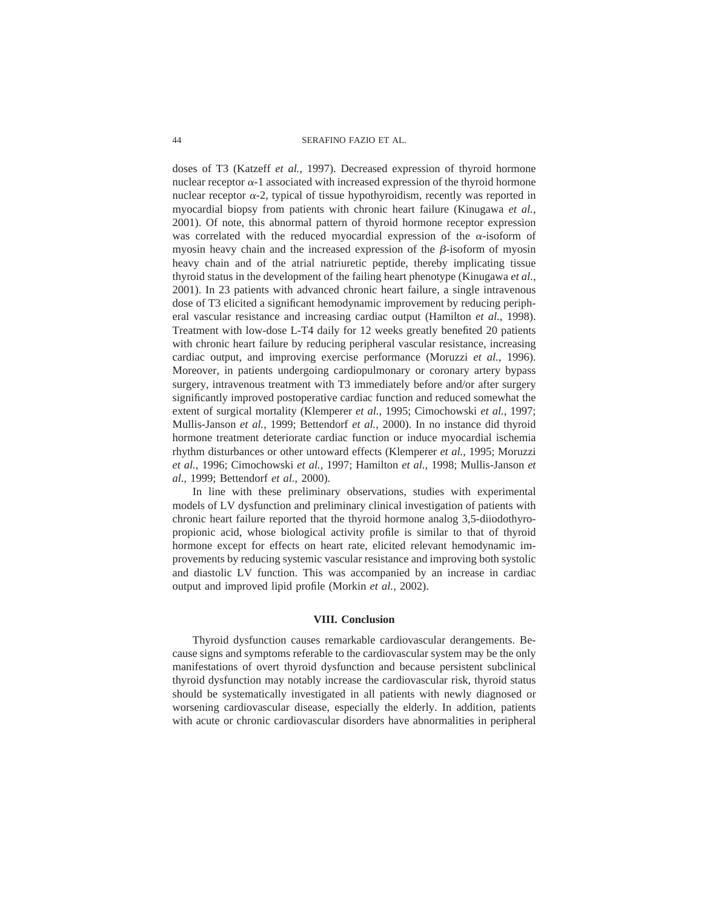doses of T3 (Katzeff *et al.*, 1997). Decreased expression of thyroid hormone nuclear receptor $\alpha$-1 associated with increased expression of the thyroid hormone nuclear receptor $\alpha$-2, typical of tissue hypothyroidism, recently was reported in myocardial biopsy from patients with chronic heart failure (Kinugawa *et al.*, 2001). Of note, this abnormal pattern of thyroid hormone receptor expression was correlated with the reduced myocardial expression of the $\alpha$-isoform of myosin heavy chain and the increased expression of the $\beta$-isoform of myosin heavy chain and of the atrial natriuretic peptide, thereby implicating tissue thyroid status in the development of the failing heart phenotype (Kinugawa *et al.*, 2001). In 23 patients with advanced chronic heart failure, a single intravenous dose of T3 elicited a significant hemodynamic improvement by reducing peripheral vascular resistance and increasing cardiac output (Hamilton *et al.*, 1998). Treatment with low-dose L-T4 daily for 12 weeks greatly benefited 20 patients with chronic heart failure by reducing peripheral vascular resistance, increasing cardiac output, and improving exercise performance (Moruzzi *et al.*, 1996). Moreover, in patients undergoing cardiopulmonary or coronary artery bypass surgery, intravenous treatment with T3 immediately before and/or after surgery significantly improved postoperative cardiac function and reduced somewhat the extent of surgical mortality (Klemperer *et al.*, 1995; Cimochowski *et al.*, 1997; Mullis-Janson *et al.*, 1999; Bettendorf *et al.*, 2000). In no instance did thyroid hormone treatment deteriorate cardiac function or induce myocardial ischemia rhythm disturbances or other untoward effects (Klemperer *et al.*, 1995; Moruzzi *et al.*, 1996; Cimochowski *et al.*, 1997; Hamilton *et al.*, 1998; Mullis-Janson *et al.*, 1999; Bettendorf *et al.*, 2000).

In line with these preliminary observations, studies with experimental models of LV dysfunction and preliminary clinical investigation of patients with chronic heart failure reported that the thyroid hormone analog 3,5-diiodothyropropionic acid, whose biological activity profile is similar to that of thyroid hormone except for effects on heart rate, elicited relevant hemodynamic improvements by reducing systemic vascular resistance and improving both systolic and diastolic LV function. This was accompanied by an increase in cardiac output and improved lipid profile (Morkin *et al.*, 2002).

## VIII. Conclusion

Thyroid dysfunction causes remarkable cardiovascular derangements. Because signs and symptoms referable to the cardiovascular system may be the only manifestations of overt thyroid dysfunction and because persistent subclinical thyroid dysfunction may notably increase the cardiovascular risk, thyroid status should be systematically investigated in all patients with newly diagnosed or worsening cardiovascular disease, especially the elderly. In addition, patients with acute or chronic cardiovascular disorders have abnormalities in peripheral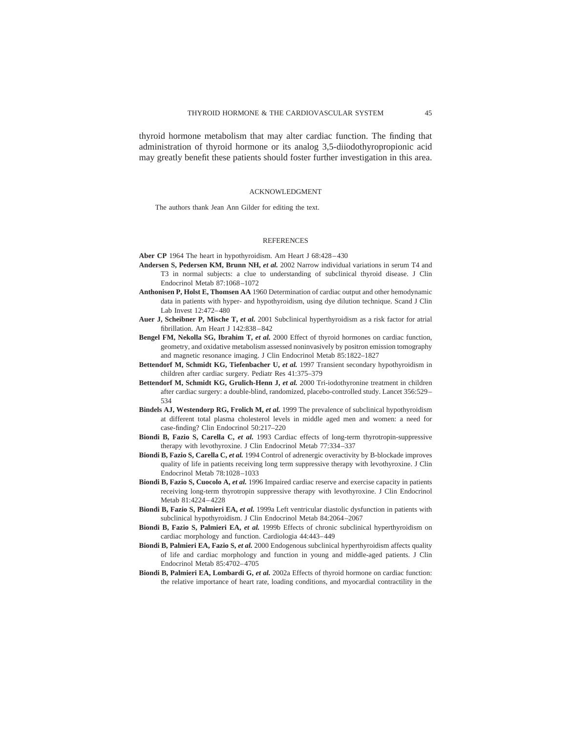thyroid hormone metabolism that may alter cardiac function. The finding that administration of thyroid hormone or its analog 3,5-diiodothyropropionic acid may greatly benefit these patients should foster further investigation in this area.

## ACKNOWLEDGMENT

The authors thank Jean Ann Gilder for editing the text.

## REFERENCES

**Aber CP** 1964 The heart in hypothyroidism. Am Heart J 68:428–430

**Andersen S, Pedersen KM, Brunn NH, *et al.*** 2002 Narrow individual variations in serum T4 and T3 in normal subjects: a clue to understanding of subclinical thyroid disease. J Clin Endocrinol Metab 87:1068–1072

**Anthonisen P, Holst E, Thomsen AA** 1960 Determination of cardiac output and other hemodynamic data in patients with hyper- and hypothyroidism, using dye dilution technique. Scand J Clin Lab Invest 12:472–480

**Auer J, Scheibner P, Mische T, *et al.*** 2001 Subclinical hyperthyroidism as a risk factor for atrial fibrillation. Am Heart J 142:838–842

**Bengel FM, Nekolla SG, Ibrahim T, *et al.*** 2000 Effect of thyroid hormones on cardiac function, geometry, and oxidative metabolism assessed noninvasively by positron emission tomography and magnetic resonance imaging. J Clin Endocrinol Metab 85:1822–1827

**Bettendorf M, Schmidt KG, Tiefenbacher U, *et al.*** 1997 Transient secondary hypothyroidism in children after cardiac surgery. Pediatr Res 41:375–379

**Bettendorf M, Schmidt KG, Grulich-Henn J, *et al.*** 2000 Tri-iodothyronine treatment in children after cardiac surgery: a double-blind, randomized, placebo-controlled study. Lancet 356:529–534

**Bindels AJ, Westendorp RG, Frolich M, *et al.*** 1999 The prevalence of subclinical hypothyroidism at different total plasma cholesterol levels in middle aged men and women: a need for case-finding? Clin Endocrinol 50:217–220

**Biondi B, Fazio S, Carella C, *et al.*** 1993 Cardiac effects of long-term thyrotropin-suppressive therapy with levothyroxine. J Clin Endocrinol Metab 77:334–337

**Biondi B, Fazio S, Carella C, *et al.*** 1994 Control of adrenergic overactivity by B-blockade improves quality of life in patients receiving long term suppressive therapy with levothyroxine. J Clin Endocrinol Metab 78:1028–1033

**Biondi B, Fazio S, Cuocolo A, *et al.*** 1996 Impaired cardiac reserve and exercise capacity in patients receiving long-term thyrotropin suppressive therapy with levothyroxine. J Clin Endocrinol Metab 81:4224–4228

**Biondi B, Fazio S, Palmieri EA, *et al.*** 1999a Left ventricular diastolic dysfunction in patients with subclinical hypothyroidism. J Clin Endocrinol Metab 84:2064–2067

**Biondi B, Fazio S, Palmieri EA, *et al.*** 1999b Effects of chronic subclinical hyperthyroidism on cardiac morphology and function. Cardiologia 44:443–449

**Biondi B, Palmieri EA, Fazio S, *et al.*** 2000 Endogenous subclinical hyperthyroidism affects quality of life and cardiac morphology and function in young and middle-aged patients. J Clin Endocrinol Metab 85:4702–4705

**Biondi B, Palmieri EA, Lombardi G, *et al.*** 2002a Effects of thyroid hormone on cardiac function: the relative importance of heart rate, loading conditions, and myocardial contractility in the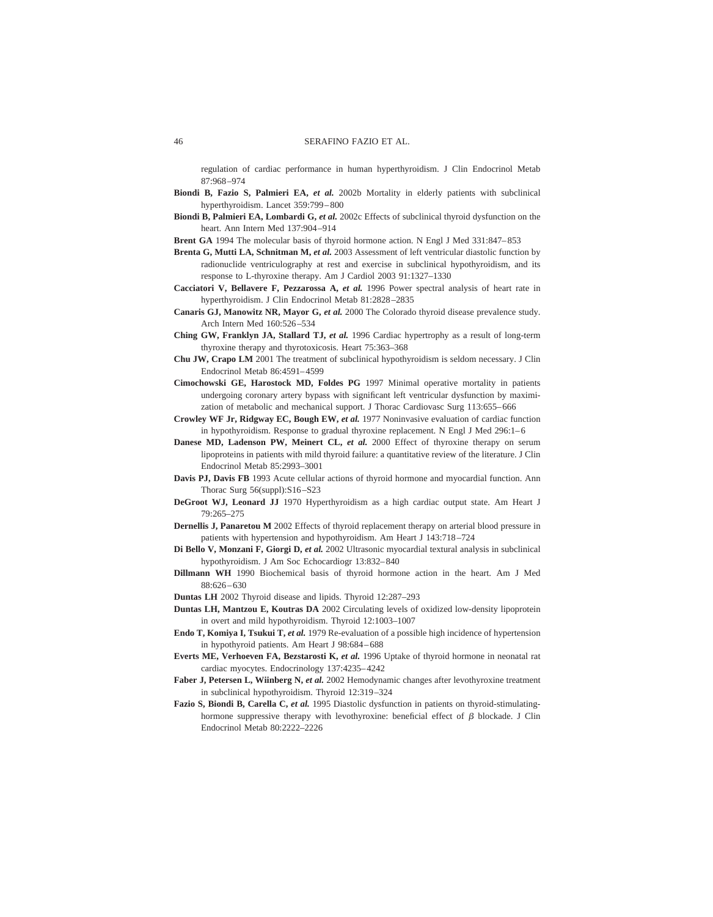regulation of cardiac performance in human hyperthyroidism. J Clin Endocrinol Metab 87:968–974

**Biondi B, Fazio S, Palmieri EA, *et al.*** 2002b Mortality in elderly patients with subclinical hyperthyroidism. Lancet 359:799–800

**Biondi B, Palmieri EA, Lombardi G, *et al.*** 2002c Effects of subclinical thyroid dysfunction on the heart. Ann Intern Med 137:904–914

**Brent GA** 1994 The molecular basis of thyroid hormone action. N Engl J Med 331:847–853

**Brenta G, Mutti LA, Schnitman M, *et al.*** 2003 Assessment of left ventricular diastolic function by radionuclide ventriculography at rest and exercise in subclinical hypothyroidism, and its response to L-thyroxine therapy. Am J Cardiol 2003 91:1327–1330

**Cacciatori V, Bellavere F, Pezzarossa A, *et al.*** 1996 Power spectral analysis of heart rate in hyperthyroidism. J Clin Endocrinol Metab 81:2828–2835

**Canaris GJ, Manowitz NR, Mayor G, *et al.*** 2000 The Colorado thyroid disease prevalence study. Arch Intern Med 160:526–534

**Ching GW, Franklyn JA, Stallard TJ, *et al.*** 1996 Cardiac hypertrophy as a result of long-term thyroxine therapy and thyrotoxicosis. Heart 75:363–368

**Chu JW, Crapo LM** 2001 The treatment of subclinical hypothyroidism is seldom necessary. J Clin Endocrinol Metab 86:4591–4599

**Cimochowski GE, Harostock MD, Foldes PG** 1997 Minimal operative mortality in patients undergoing coronary artery bypass with significant left ventricular dysfunction by maximization of metabolic and mechanical support. J Thorac Cardiovasc Surg 113:655–666

**Crowley WF Jr, Ridgway EC, Bough EW, *et al.*** 1977 Noninvasive evaluation of cardiac function in hypothyroidism. Response to gradual thyroxine replacement. N Engl J Med 296:1–6

**Danese MD, Ladenson PW, Meinert CL, *et al.*** 2000 Effect of thyroxine therapy on serum lipoproteins in patients with mild thyroid failure: a quantitative review of the literature. J Clin Endocrinol Metab 85:2993–3001

**Davis PJ, Davis FB** 1993 Acute cellular actions of thyroid hormone and myocardial function. Ann Thorac Surg 56(suppl):S16–S23

**DeGroot WJ, Leonard JJ** 1970 Hyperthyroidism as a high cardiac output state. Am Heart J 79:265–275

**Dernellis J, Panaretou M** 2002 Effects of thyroid replacement therapy on arterial blood pressure in patients with hypertension and hypothyroidism. Am Heart J 143:718–724

**Di Bello V, Monzani F, Giorgi D, *et al.*** 2002 Ultrasonic myocardial textural analysis in subclinical hypothyroidism. J Am Soc Echocardiogr 13:832–840

**Dillmann WH** 1990 Biochemical basis of thyroid hormone action in the heart. Am J Med 88:626–630

**Duntas LH** 2002 Thyroid disease and lipids. Thyroid 12:287–293

**Duntas LH, Mantzou E, Koutras DA** 2002 Circulating levels of oxidized low-density lipoprotein in overt and mild hypothyroidism. Thyroid 12:1003–1007

**Endo T, Komiya I, Tsukui T, *et al.*** 1979 Re-evaluation of a possible high incidence of hypertension in hypothyroid patients. Am Heart J 98:684–688

**Everts ME, Verhoeven FA, Bezstarosti K, *et al.*** 1996 Uptake of thyroid hormone in neonatal rat cardiac myocytes. Endocrinology 137:4235–4242

**Faber J, Petersen L, Wiinberg N, *et al.*** 2002 Hemodynamic changes after levothyroxine treatment in subclinical hypothyroidism. Thyroid 12:319–324

**Fazio S, Biondi B, Carella C, *et al.*** 1995 Diastolic dysfunction in patients on thyroid-stimulating-hormone suppressive therapy with levothyroxine: beneficial effect of $\beta$ blockade. J Clin Endocrinol Metab 80:2222–2226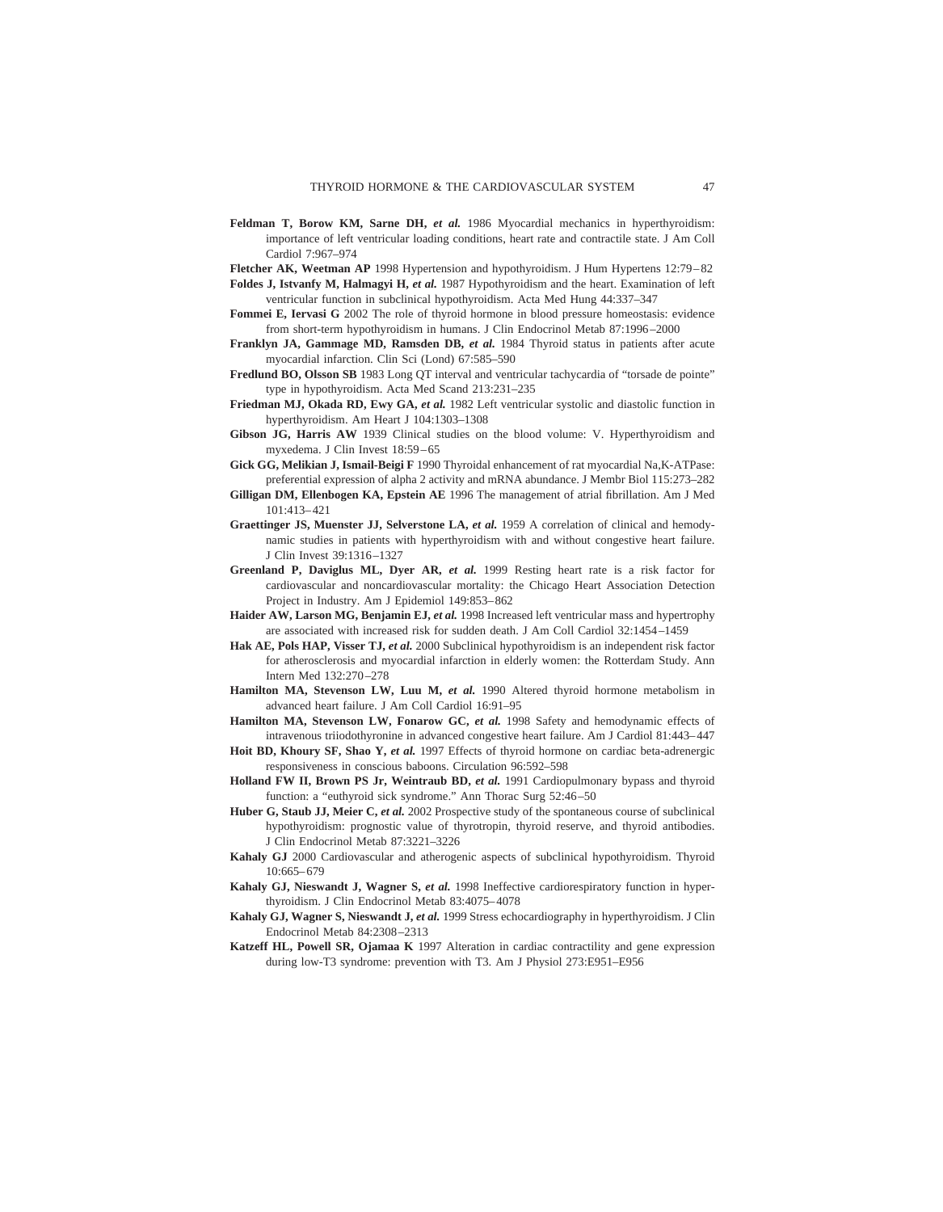**Feldman T, Borow KM, Sarne DH, *et al.*** 1986 Myocardial mechanics in hyperthyroidism: importance of left ventricular loading conditions, heart rate and contractile state. J Am Coll Cardiol 7:967–974

**Fletcher AK, Weetman AP** 1998 Hypertension and hypothyroidism. J Hum Hypertens 12:79–82

**Foldes J, Istvanfy M, Halmagyi H, *et al.*** 1987 Hypothyroidism and the heart. Examination of left ventricular function in subclinical hypothyroidism. Acta Med Hung 44:337–347

**Fommei E, Iervasi G** 2002 The role of thyroid hormone in blood pressure homeostasis: evidence from short-term hypothyroidism in humans. J Clin Endocrinol Metab 87:1996–2000

**Franklyn JA, Gammage MD, Ramsden DB, *et al.*** 1984 Thyroid status in patients after acute myocardial infarction. Clin Sci (Lond) 67:585–590

**Fredlund BO, Olsson SB** 1983 Long QT interval and ventricular tachycardia of "torsade de pointe" type in hypothyroidism. Acta Med Scand 213:231–235

**Friedman MJ, Okada RD, Ewy GA, *et al.*** 1982 Left ventricular systolic and diastolic function in hyperthyroidism. Am Heart J 104:1303–1308

**Gibson JG, Harris AW** 1939 Clinical studies on the blood volume: V. Hyperthyroidism and myxedema. J Clin Invest 18:59–65

**Gick GG, Melikian J, Ismail-Beigi F** 1990 Thyroidal enhancement of rat myocardial Na,K-ATPase: preferential expression of alpha 2 activity and mRNA abundance. J Membr Biol 115:273–282

**Gilligan DM, Ellenbogen KA, Epstein AE** 1996 The management of atrial fibrillation. Am J Med 101:413–421

**Graettinger JS, Muenster JJ, Selverstone LA, *et al.*** 1959 A correlation of clinical and hemodynamic studies in patients with hyperthyroidism with and without congestive heart failure. J Clin Invest 39:1316–1327

**Greenland P, Daviglus ML, Dyer AR, *et al.*** 1999 Resting heart rate is a risk factor for cardiovascular and noncardiovascular mortality: the Chicago Heart Association Detection Project in Industry. Am J Epidemiol 149:853–862

**Haider AW, Larson MG, Benjamin EJ, *et al.*** 1998 Increased left ventricular mass and hypertrophy are associated with increased risk for sudden death. J Am Coll Cardiol 32:1454–1459

**Hak AE, Pols HAP, Visser TJ, *et al.*** 2000 Subclinical hypothyroidism is an independent risk factor for atherosclerosis and myocardial infarction in elderly women: the Rotterdam Study. Ann Intern Med 132:270–278

**Hamilton MA, Stevenson LW, Luu M, *et al.*** 1990 Altered thyroid hormone metabolism in advanced heart failure. J Am Coll Cardiol 16:91–95

**Hamilton MA, Stevenson LW, Fonarow GC, *et al.*** 1998 Safety and hemodynamic effects of intravenous triiodothyronine in advanced congestive heart failure. Am J Cardiol 81:443–447

**Hoit BD, Khoury SF, Shao Y, *et al.*** 1997 Effects of thyroid hormone on cardiac beta-adrenergic responsiveness in conscious baboons. Circulation 96:592–598

**Holland FW II, Brown PS Jr, Weintraub BD, *et al.*** 1991 Cardiopulmonary bypass and thyroid function: a "euthyroid sick syndrome." Ann Thorac Surg 52:46–50

**Huber G, Staub JJ, Meier C, *et al.*** 2002 Prospective study of the spontaneous course of subclinical hypothyroidism: prognostic value of thyrotropin, thyroid reserve, and thyroid antibodies. J Clin Endocrinol Metab 87:3221–3226

**Kahaly GJ** 2000 Cardiovascular and atherogenic aspects of subclinical hypothyroidism. Thyroid 10:665–679

**Kahaly GJ, Nieswandt J, Wagner S, *et al.*** 1998 Ineffective cardiorespiratory function in hyperthyroidism. J Clin Endocrinol Metab 83:4075–4078

**Kahaly GJ, Wagner S, Nieswandt J, *et al.*** 1999 Stress echocardiography in hyperthyroidism. J Clin Endocrinol Metab 84:2308–2313

**Katzeff HL, Powell SR, Ojamaa K** 1997 Alteration in cardiac contractility and gene expression during low-T3 syndrome: prevention with T3. Am J Physiol 273:E951–E956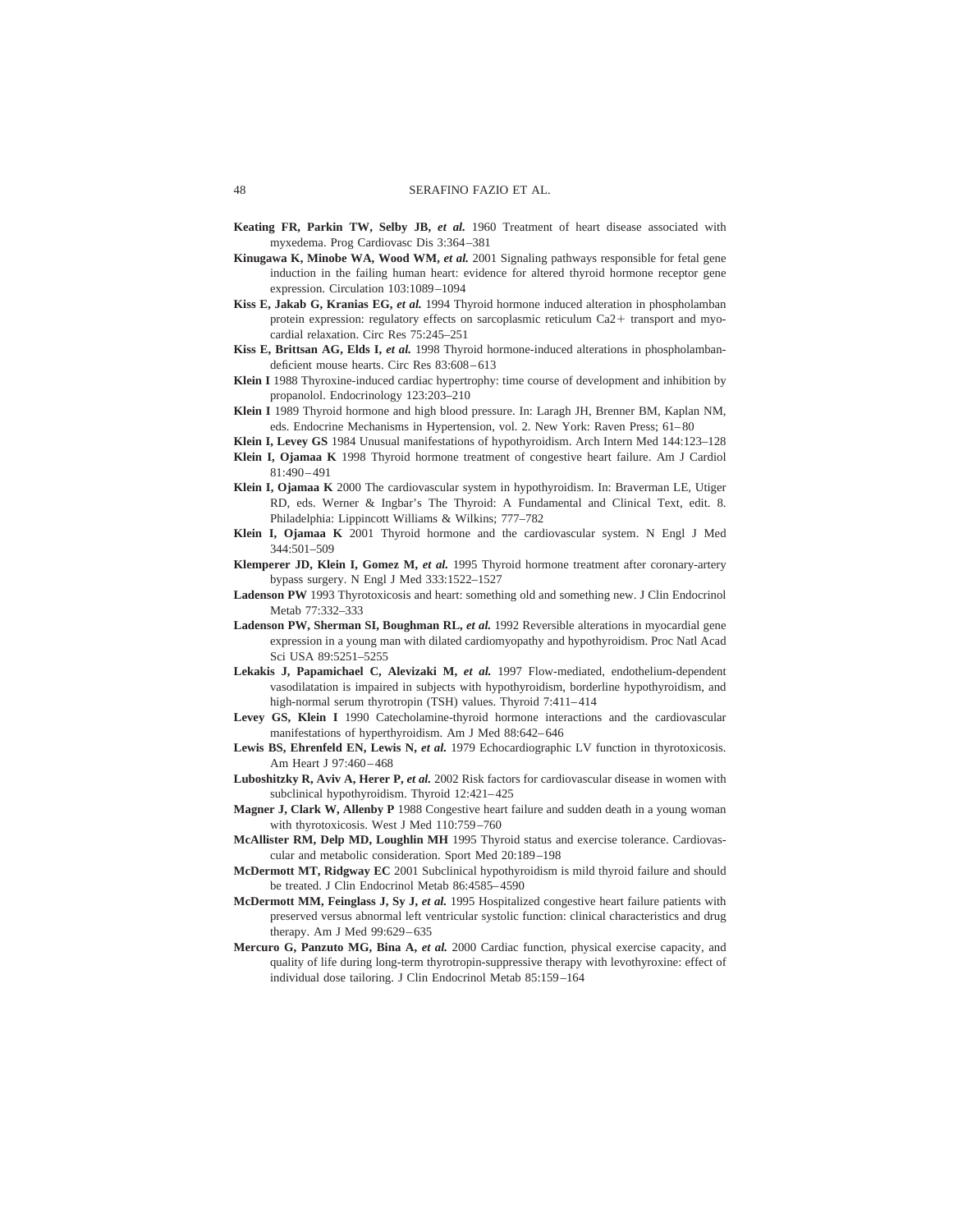**Keating FR, Parkin TW, Selby JB, *et al.*** 1960 Treatment of heart disease associated with myxedema. Prog Cardiovasc Dis 3:364–381

**Kinugawa K, Minobe WA, Wood WM, *et al.*** 2001 Signaling pathways responsible for fetal gene induction in the failing human heart: evidence for altered thyroid hormone receptor gene expression. Circulation 103:1089–1094

**Kiss E, Jakab G, Kranias EG, *et al.*** 1994 Thyroid hormone induced alteration in phospholamban protein expression: regulatory effects on sarcoplasmic reticulum Ca2+ transport and myocardial relaxation. Circ Res 75:245–251

**Kiss E, Brittsan AG, Elds I, *et al.*** 1998 Thyroid hormone-induced alterations in phospholamban-deficient mouse hearts. Circ Res 83:608–613

**Klein I** 1988 Thyroxine-induced cardiac hypertrophy: time course of development and inhibition by propanolol. Endocrinology 123:203–210

**Klein I** 1989 Thyroid hormone and high blood pressure. In: Laragh JH, Brenner BM, Kaplan NM, eds. Endocrine Mechanisms in Hypertension, vol. 2. New York: Raven Press; 61–80

**Klein I, Levey GS** 1984 Unusual manifestations of hypothyroidism. Arch Intern Med 144:123–128

**Klein I, Ojamaa K** 1998 Thyroid hormone treatment of congestive heart failure. Am J Cardiol 81:490–491

**Klein I, Ojamaa K** 2000 The cardiovascular system in hypothyroidism. In: Braverman LE, Utiger RD, eds. Werner & Ingbar's The Thyroid: A Fundamental and Clinical Text, edit. 8. Philadelphia: Lippincott Williams & Wilkins; 777–782

**Klein I, Ojamaa K** 2001 Thyroid hormone and the cardiovascular system. N Engl J Med 344:501–509

**Klemperer JD, Klein I, Gomez M, *et al.*** 1995 Thyroid hormone treatment after coronary-artery bypass surgery. N Engl J Med 333:1522–1527

**Ladenson PW** 1993 Thyrotoxicosis and heart: something old and something new. J Clin Endocrinol Metab 77:332–333

**Ladenson PW, Sherman SI, Boughman RL, *et al.*** 1992 Reversible alterations in myocardial gene expression in a young man with dilated cardiomyopathy and hypothyroidism. Proc Natl Acad Sci USA 89:5251–5255

**Lekakis J, Papamichael C, Alevizaki M, *et al.*** 1997 Flow-mediated, endothelium-dependent vasodilatation is impaired in subjects with hypothyroidism, borderline hypothyroidism, and high-normal serum thyrotropin (TSH) values. Thyroid 7:411–414

**Levey GS, Klein I** 1990 Catecholamine-thyroid hormone interactions and the cardiovascular manifestations of hyperthyroidism. Am J Med 88:642–646

**Lewis BS, Ehrenfeld EN, Lewis N, *et al.*** 1979 Echocardiographic LV function in thyrotoxicosis. Am Heart J 97:460–468

**Luboshitzky R, Aviv A, Herer P, *et al.*** 2002 Risk factors for cardiovascular disease in women with subclinical hypothyroidism. Thyroid 12:421–425

**Magner J, Clark W, Allenby P** 1988 Congestive heart failure and sudden death in a young woman with thyrotoxicosis. West J Med 110:759–760

**McAllister RM, Delp MD, Loughlin MH** 1995 Thyroid status and exercise tolerance. Cardiovascular and metabolic consideration. Sport Med 20:189–198

**McDermott MT, Ridgway EC** 2001 Subclinical hypothyroidism is mild thyroid failure and should be treated. J Clin Endocrinol Metab 86:4585–4590

**McDermott MM, Feinglass J, Sy J, *et al.*** 1995 Hospitalized congestive heart failure patients with preserved versus abnormal left ventricular systolic function: clinical characteristics and drug therapy. Am J Med 99:629–635

**Mercuro G, Panzuto MG, Bina A, *et al.*** 2000 Cardiac function, physical exercise capacity, and quality of life during long-term thyrotropin-suppressive therapy with levothyroxine: effect of individual dose tailoring. J Clin Endocrinol Metab 85:159–164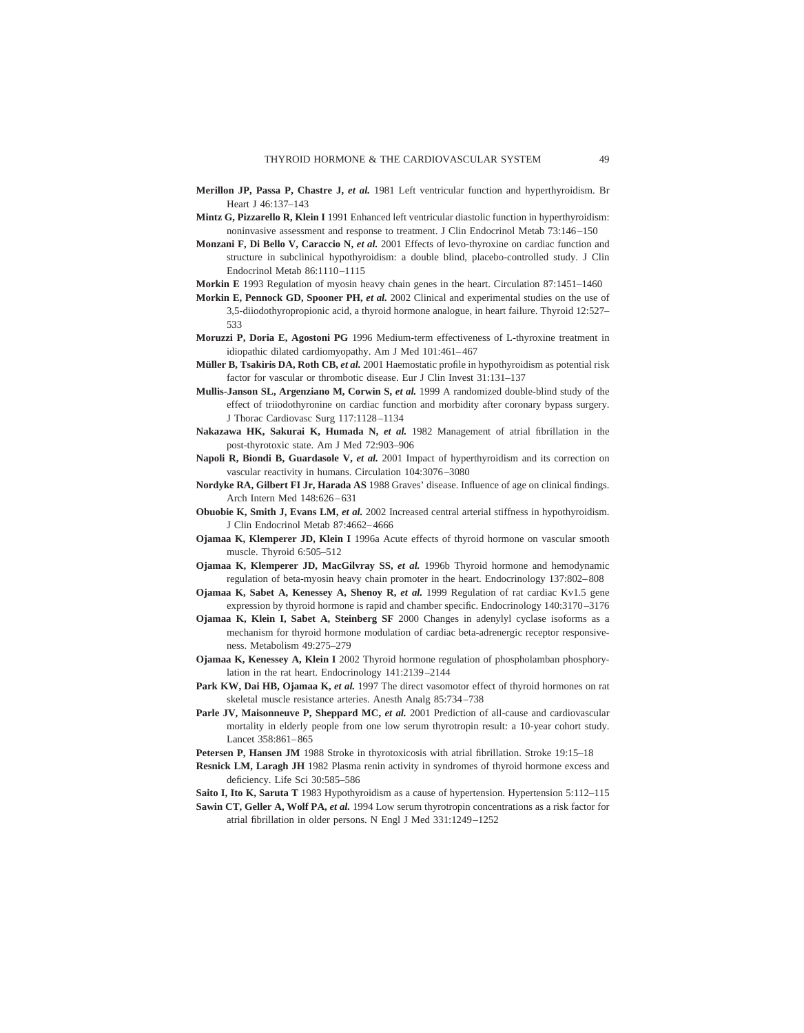**Merillon JP, Passa P, Chastre J, *et al.*** 1981 Left ventricular function and hyperthyroidism. Br Heart J 46:137–143

**Mintz G, Pizzarello R, Klein I** 1991 Enhanced left ventricular diastolic function in hyperthyroidism: noninvasive assessment and response to treatment. J Clin Endocrinol Metab 73:146–150

**Monzani F, Di Bello V, Caraccio N, *et al.*** 2001 Effects of levo-thyroxine on cardiac function and structure in subclinical hypothyroidism: a double blind, placebo-controlled study. J Clin Endocrinol Metab 86:1110–1115

**Morkin E** 1993 Regulation of myosin heavy chain genes in the heart. Circulation 87:1451–1460

**Morkin E, Pennock GD, Spooner PH, *et al.*** 2002 Clinical and experimental studies on the use of 3,5-diiodothyropropionic acid, a thyroid hormone analogue, in heart failure. Thyroid 12:527–533

**Moruzzi P, Doria E, Agostoni PG** 1996 Medium-term effectiveness of L-thyroxine treatment in idiopathic dilated cardiomyopathy. Am J Med 101:461–467

**Müller B, Tsakiris DA, Roth CB, *et al.*** 2001 Haemostatic profile in hypothyroidism as potential risk factor for vascular or thrombotic disease. Eur J Clin Invest 31:131–137

**Mullis-Janson SL, Argenziano M, Corwin S, *et al.*** 1999 A randomized double-blind study of the effect of triiodothyronine on cardiac function and morbidity after coronary bypass surgery. J Thorac Cardiovasc Surg 117:1128–1134

**Nakazawa HK, Sakurai K, Humada N, *et al.*** 1982 Management of atrial fibrillation in the post-thyrotoxic state. Am J Med 72:903–906

**Napoli R, Biondi B, Guardasole V, *et al.*** 2001 Impact of hyperthyroidism and its correction on vascular reactivity in humans. Circulation 104:3076–3080

**Nordyke RA, Gilbert FI Jr, Harada AS** 1988 Graves' disease. Influence of age on clinical findings. Arch Intern Med 148:626–631

**Obuobie K, Smith J, Evans LM, *et al.*** 2002 Increased central arterial stiffness in hypothyroidism. J Clin Endocrinol Metab 87:4662–4666

**Ojamaa K, Klemperer JD, Klein I** 1996a Acute effects of thyroid hormone on vascular smooth muscle. Thyroid 6:505–512

**Ojamaa K, Klemperer JD, MacGilvray SS, *et al.*** 1996b Thyroid hormone and hemodynamic regulation of beta-myosin heavy chain promoter in the heart. Endocrinology 137:802–808

**Ojamaa K, Sabet A, Kenessey A, Shenoy R, *et al.*** 1999 Regulation of rat cardiac Kv1.5 gene expression by thyroid hormone is rapid and chamber specific. Endocrinology 140:3170–3176

**Ojamaa K, Klein I, Sabet A, Steinberg SF** 2000 Changes in adenylyl cyclase isoforms as a mechanism for thyroid hormone modulation of cardiac beta-adrenergic receptor responsiveness. Metabolism 49:275–279

**Ojamaa K, Kenessey A, Klein I** 2002 Thyroid hormone regulation of phospholamban phosphorylation in the rat heart. Endocrinology 141:2139–2144

**Park KW, Dai HB, Ojamaa K, *et al.*** 1997 The direct vasomotor effect of thyroid hormones on rat skeletal muscle resistance arteries. Anesth Analg 85:734–738

**Parle JV, Maisonneuve P, Sheppard MC, *et al.*** 2001 Prediction of all-cause and cardiovascular mortality in elderly people from one low serum thyrotropin result: a 10-year cohort study. Lancet 358:861–865

**Petersen P, Hansen JM** 1988 Stroke in thyrotoxicosis with atrial fibrillation. Stroke 19:15–18

**Resnick LM, Laragh JH** 1982 Plasma renin activity in syndromes of thyroid hormone excess and deficiency. Life Sci 30:585–586

**Saito I, Ito K, Saruta T** 1983 Hypothyroidism as a cause of hypertension. Hypertension 5:112–115

**Sawin CT, Geller A, Wolf PA, *et al.*** 1994 Low serum thyrotropin concentrations as a risk factor for atrial fibrillation in older persons. N Engl J Med 331:1249–1252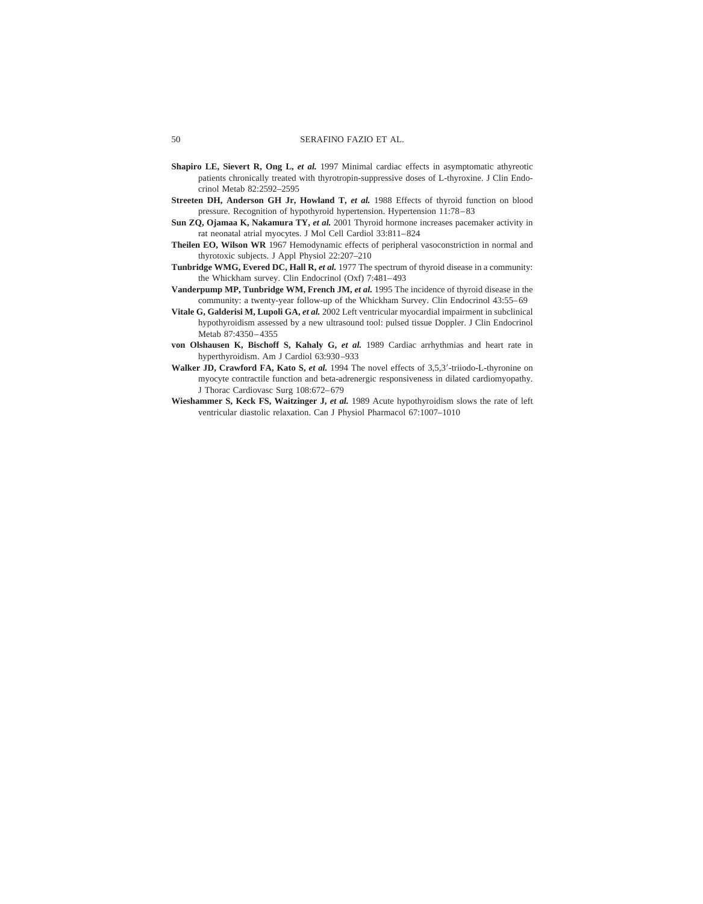**Shapiro LE, Sievert R, Ong L, *et al.*** 1997 Minimal cardiac effects in asymptomatic athyreotic patients chronically treated with thyrotropin-suppressive doses of L-thyroxine. J Clin Endocrinol Metab 82:2592–2595

**Streeten DH, Anderson GH Jr, Howland T, *et al.*** 1988 Effects of thyroid function on blood pressure. Recognition of hypothyroid hypertension. Hypertension 11:78–83

**Sun ZQ, Ojamaa K, Nakamura TY, *et al.*** 2001 Thyroid hormone increases pacemaker activity in rat neonatal atrial myocytes. J Mol Cell Cardiol 33:811–824

**Theilen EO, Wilson WR** 1967 Hemodynamic effects of peripheral vasoconstriction in normal and thyrotoxic subjects. J Appl Physiol 22:207–210

**Tunbridge WMG, Evered DC, Hall R, *et al.*** 1977 The spectrum of thyroid disease in a community: the Whickham survey. Clin Endocrinol (Oxf) 7:481–493

**Vanderpump MP, Tunbridge WM, French JM, *et al.*** 1995 The incidence of thyroid disease in the community: a twenty-year follow-up of the Whickham Survey. Clin Endocrinol 43:55–69

**Vitale G, Galderisi M, Lupoli GA, *et al.*** 2002 Left ventricular myocardial impairment in subclinical hypothyroidism assessed by a new ultrasound tool: pulsed tissue Doppler. J Clin Endocrinol Metab 87:4350–4355

**von Olshausen K, Bischoff S, Kahaly G, *et al.*** 1989 Cardiac arrhythmias and heart rate in hyperthyroidism. Am J Cardiol 63:930–933

**Walker JD, Crawford FA, Kato S, *et al.*** 1994 The novel effects of 3,5,3′-triiodo-L-thyronine on myocyte contractile function and beta-adrenergic responsiveness in dilated cardiomyopathy. J Thorac Cardiovasc Surg 108:672–679

**Wieshammer S, Keck FS, Waitzinger J, *et al.*** 1989 Acute hypothyroidism slows the rate of left ventricular diastolic relaxation. Can J Physiol Pharmacol 67:1007–1010